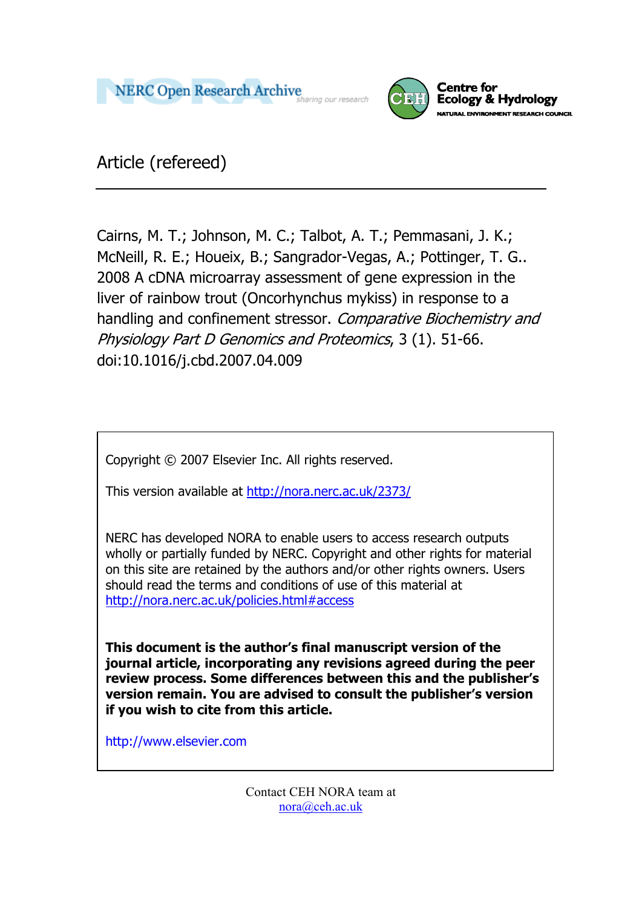NERC Open Research Archive

Centre for Ecology & Hydrology
NATURAL ENVIRONMENT RESEARCH COUNCIL

Article (refereed)

Cairns, M. T.; Johnson, M. C.; Talbot, A. T.; Pemmasani, J. K.; McNeill, R. E.; Houeix, B.; Sangrador-Vegas, A.; Pottinger, T. G.. 2008 A cDNA microarray assessment of gene expression in the liver of rainbow trout (Oncorhynchus mykiss) in response to a handling and confinement stressor. *Comparative Biochemistry and Physiology Part D Genomics and Proteomics*, 3 (1). 51-66. doi:10.1016/j.cbd.2007.04.009

Copyright © 2007 Elsevier Inc. All rights reserved.

This version available at http://nora.nerc.ac.uk/2373/

NERC has developed NORA to enable users to access research outputs wholly or partially funded by NERC. Copyright and other rights for material on this site are retained by the authors and/or other rights owners. Users should read the terms and conditions of use of this material at http://nora.nerc.ac.uk/policies.html#access

**This document is the author's final manuscript version of the journal article, incorporating any revisions agreed during the peer review process. Some differences between this and the publisher's version remain. You are advised to consult the publisher's version if you wish to cite from this article.**

http://www.elsevier.com

Contact CEH NORA team at nora@ceh.ac.uk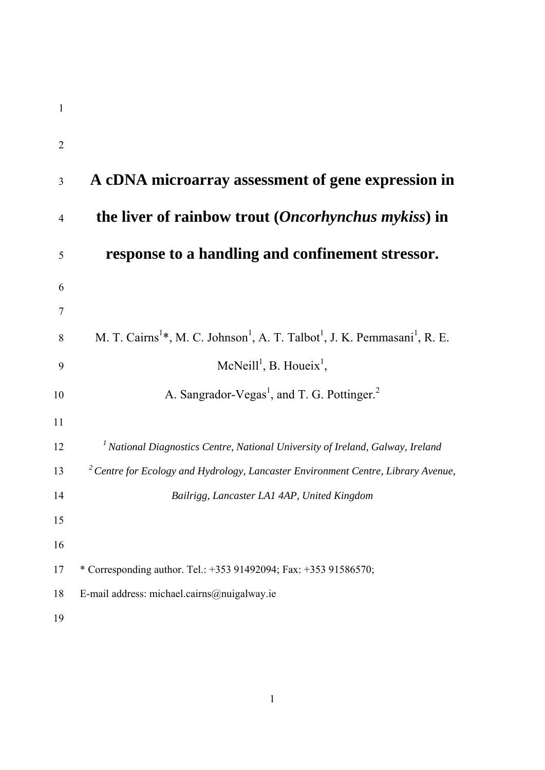# A cDNA microarray assessment of gene expression in the liver of rainbow trout (*Oncorhynchus mykiss*) in response to a handling and confinement stressor.

M. T. Cairns[1]*, M. C. Johnson[1], A. T. Talbot[1], J. K. Pemmasani[1], R. E. McNeill[1], B. Houeix[1],

A. Sangrador-Vegas[1], and T. G. Pottinger.[2]

[1] *National Diagnostics Centre, National University of Ireland, Galway, Ireland*

[2] *Centre for Ecology and Hydrology, Lancaster Environment Centre, Library Avenue, Bailrigg, Lancaster LA1 4AP, United Kingdom*

* Corresponding author. Tel.: +353 91492094; Fax: +353 91586570;

E-mail address: michael.cairns@nuigalway.ie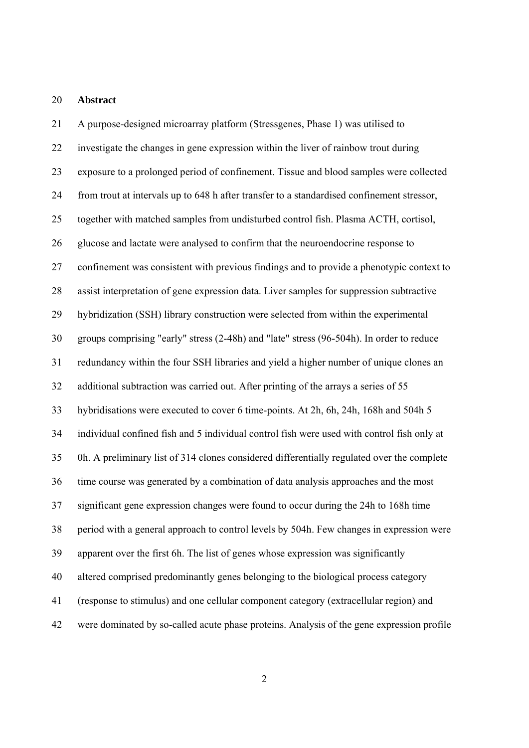**Abstract**

A purpose-designed microarray platform (Stressgenes, Phase 1) was utilised to investigate the changes in gene expression within the liver of rainbow trout during exposure to a prolonged period of confinement. Tissue and blood samples were collected from trout at intervals up to 648 h after transfer to a standardised confinement stressor, together with matched samples from undisturbed control fish. Plasma ACTH, cortisol, glucose and lactate were analysed to confirm that the neuroendocrine response to confinement was consistent with previous findings and to provide a phenotypic context to assist interpretation of gene expression data. Liver samples for suppression subtractive hybridization (SSH) library construction were selected from within the experimental groups comprising "early" stress (2-48h) and "late" stress (96-504h). In order to reduce redundancy within the four SSH libraries and yield a higher number of unique clones an additional subtraction was carried out. After printing of the arrays a series of 55 hybridisations were executed to cover 6 time-points. At 2h, 6h, 24h, 168h and 504h 5 individual confined fish and 5 individual control fish were used with control fish only at 0h. A preliminary list of 314 clones considered differentially regulated over the complete time course was generated by a combination of data analysis approaches and the most significant gene expression changes were found to occur during the 24h to 168h time period with a general approach to control levels by 504h. Few changes in expression were apparent over the first 6h. The list of genes whose expression was significantly altered comprised predominantly genes belonging to the biological process category (response to stimulus) and one cellular component category (extracellular region) and were dominated by so-called acute phase proteins. Analysis of the gene expression profile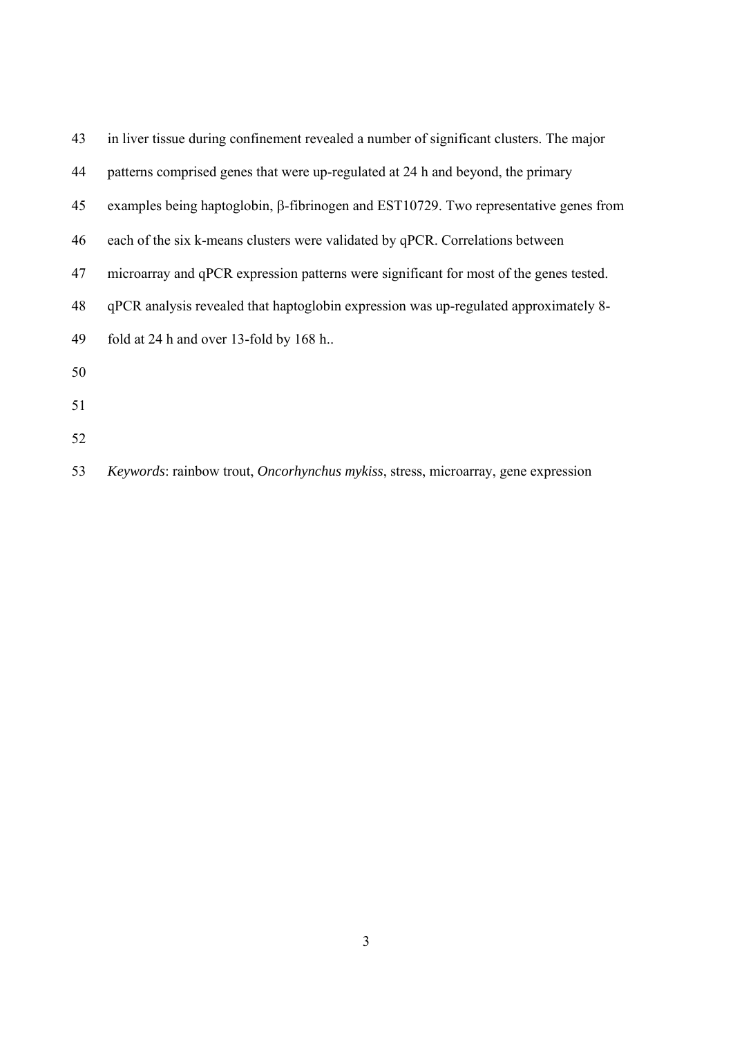in liver tissue during confinement revealed a number of significant clusters. The major patterns comprised genes that were up-regulated at 24 h and beyond, the primary examples being haptoglobin, β-fibrinogen and EST10729. Two representative genes from each of the six k-means clusters were validated by qPCR. Correlations between microarray and qPCR expression patterns were significant for most of the genes tested. qPCR analysis revealed that haptoglobin expression was up-regulated approximately 8-fold at 24 h and over 13-fold by 168 h..

*Keywords*: rainbow trout, *Oncorhynchus mykiss*, stress, microarray, gene expression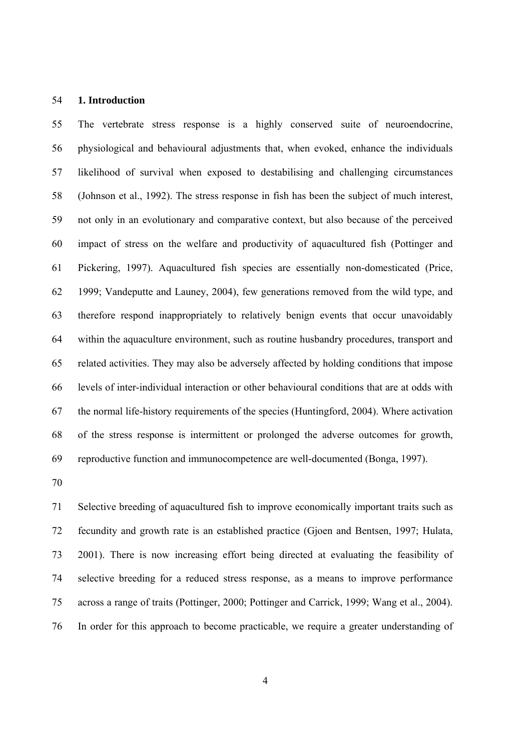## 1. Introduction

The vertebrate stress response is a highly conserved suite of neuroendocrine, physiological and behavioural adjustments that, when evoked, enhance the individuals likelihood of survival when exposed to destabilising and challenging circumstances (Johnson et al., 1992). The stress response in fish has been the subject of much interest, not only in an evolutionary and comparative context, but also because of the perceived impact of stress on the welfare and productivity of aquacultured fish (Pottinger and Pickering, 1997). Aquacultured fish species are essentially non-domesticated (Price, 1999; Vandeputte and Launey, 2004), few generations removed from the wild type, and therefore respond inappropriately to relatively benign events that occur unavoidably within the aquaculture environment, such as routine husbandry procedures, transport and related activities. They may also be adversely affected by holding conditions that impose levels of inter-individual interaction or other behavioural conditions that are at odds with the normal life-history requirements of the species (Huntingford, 2004). Where activation of the stress response is intermittent or prolonged the adverse outcomes for growth, reproductive function and immunocompetence are well-documented (Bonga, 1997).

Selective breeding of aquacultured fish to improve economically important traits such as fecundity and growth rate is an established practice (Gjoen and Bentsen, 1997; Hulata, 2001). There is now increasing effort being directed at evaluating the feasibility of selective breeding for a reduced stress response, as a means to improve performance across a range of traits (Pottinger, 2000; Pottinger and Carrick, 1999; Wang et al., 2004). In order for this approach to become practicable, we require a greater understanding of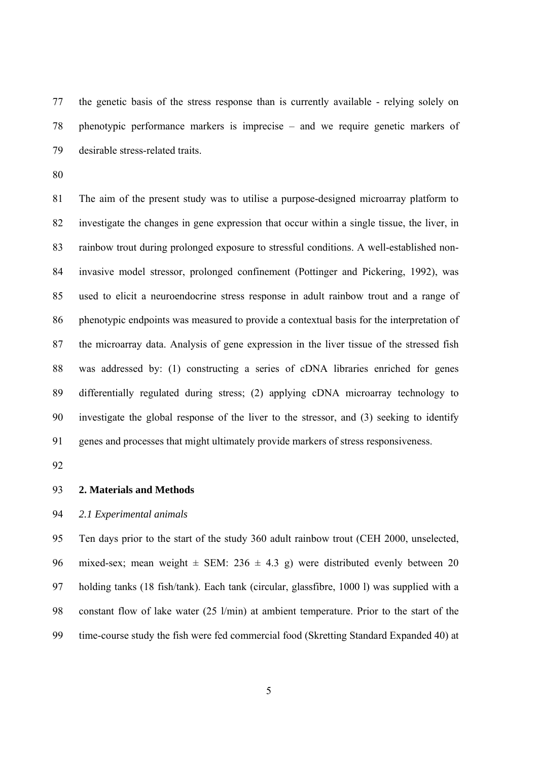the genetic basis of the stress response than is currently available - relying solely on phenotypic performance markers is imprecise – and we require genetic markers of desirable stress-related traits.

The aim of the present study was to utilise a purpose-designed microarray platform to investigate the changes in gene expression that occur within a single tissue, the liver, in rainbow trout during prolonged exposure to stressful conditions. A well-established non-invasive model stressor, prolonged confinement (Pottinger and Pickering, 1992), was used to elicit a neuroendocrine stress response in adult rainbow trout and a range of phenotypic endpoints was measured to provide a contextual basis for the interpretation of the microarray data. Analysis of gene expression in the liver tissue of the stressed fish was addressed by: (1) constructing a series of cDNA libraries enriched for genes differentially regulated during stress; (2) applying cDNA microarray technology to investigate the global response of the liver to the stressor, and (3) seeking to identify genes and processes that might ultimately provide markers of stress responsiveness.

## 2. Materials and Methods

### *2.1 Experimental animals*

Ten days prior to the start of the study 360 adult rainbow trout (CEH 2000, unselected, mixed-sex; mean weight ± SEM: 236 ± 4.3 g) were distributed evenly between 20 holding tanks (18 fish/tank). Each tank (circular, glassfibre, 1000 l) was supplied with a constant flow of lake water (25 l/min) at ambient temperature. Prior to the start of the time-course study the fish were fed commercial food (Skretting Standard Expanded 40) at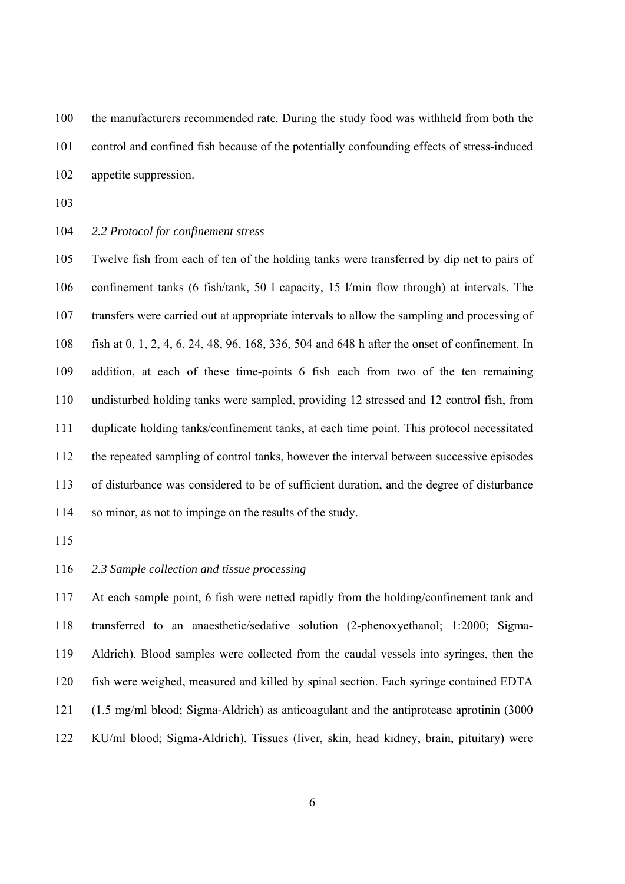the manufacturers recommended rate. During the study food was withheld from both the control and confined fish because of the potentially confounding effects of stress-induced appetite suppression.

### *2.2 Protocol for confinement stress*

Twelve fish from each of ten of the holding tanks were transferred by dip net to pairs of confinement tanks (6 fish/tank, 50 l capacity, 15 l/min flow through) at intervals. The transfers were carried out at appropriate intervals to allow the sampling and processing of fish at 0, 1, 2, 4, 6, 24, 48, 96, 168, 336, 504 and 648 h after the onset of confinement. In addition, at each of these time-points 6 fish each from two of the ten remaining undisturbed holding tanks were sampled, providing 12 stressed and 12 control fish, from duplicate holding tanks/confinement tanks, at each time point. This protocol necessitated the repeated sampling of control tanks, however the interval between successive episodes of disturbance was considered to be of sufficient duration, and the degree of disturbance so minor, as not to impinge on the results of the study.

### *2.3 Sample collection and tissue processing*

At each sample point, 6 fish were netted rapidly from the holding/confinement tank and transferred to an anaesthetic/sedative solution (2-phenoxyethanol; 1:2000; Sigma-Aldrich). Blood samples were collected from the caudal vessels into syringes, then the fish were weighed, measured and killed by spinal section. Each syringe contained EDTA (1.5 mg/ml blood; Sigma-Aldrich) as anticoagulant and the antiprotease aprotinin (3000 KU/ml blood; Sigma-Aldrich). Tissues (liver, skin, head kidney, brain, pituitary) were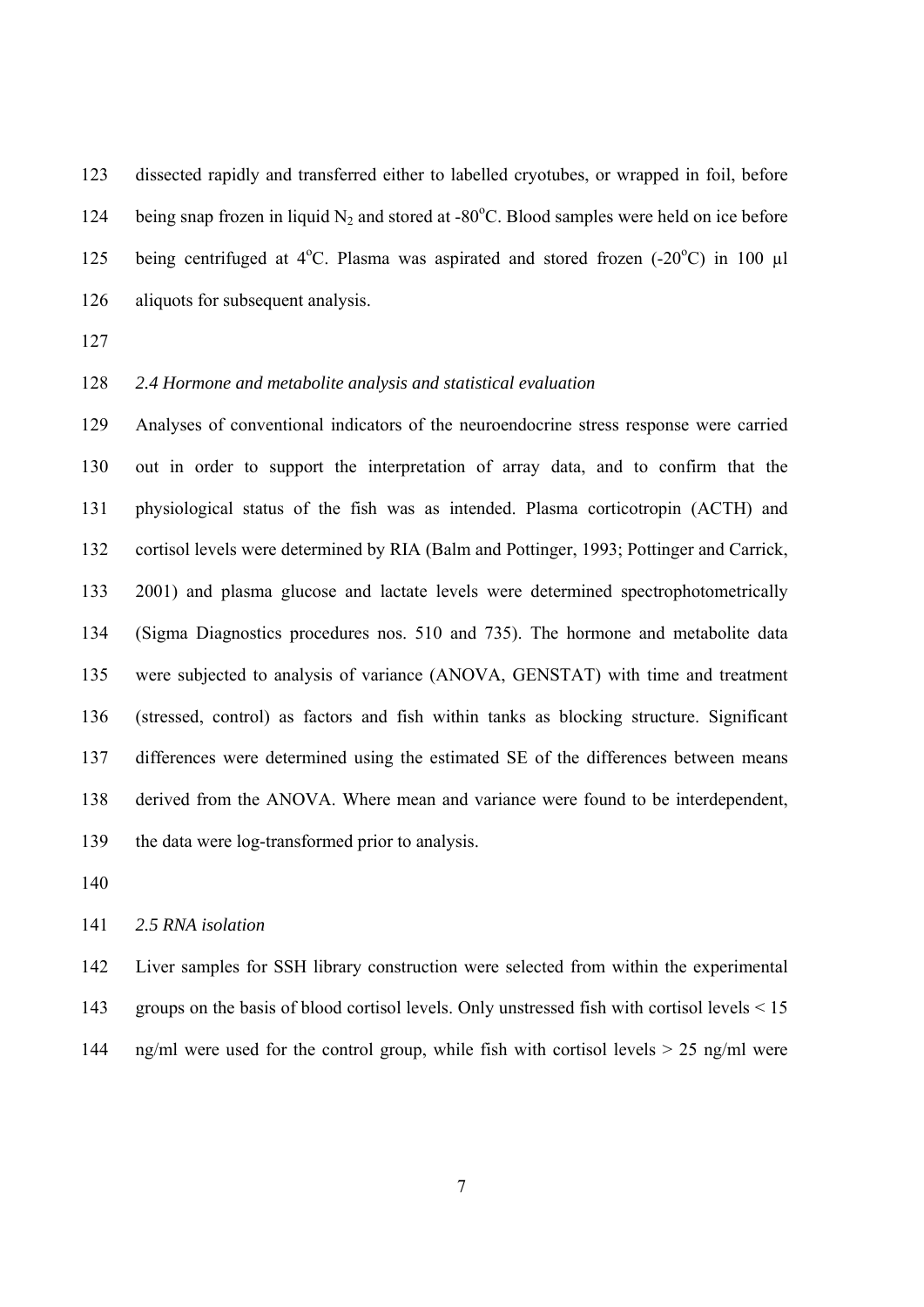dissected rapidly and transferred either to labelled cryotubes, or wrapped in foil, before being snap frozen in liquid $N_2$ and stored at -80$^{o}$C. Blood samples were held on ice before being centrifuged at 4$^{o}$C. Plasma was aspirated and stored frozen (-20$^{o}$C) in 100 µl aliquots for subsequent analysis.

*2.4 Hormone and metabolite analysis and statistical evaluation*

Analyses of conventional indicators of the neuroendocrine stress response were carried out in order to support the interpretation of array data, and to confirm that the physiological status of the fish was as intended. Plasma corticotropin (ACTH) and cortisol levels were determined by RIA (Balm and Pottinger, 1993; Pottinger and Carrick, 2001) and plasma glucose and lactate levels were determined spectrophotometrically (Sigma Diagnostics procedures nos. 510 and 735). The hormone and metabolite data were subjected to analysis of variance (ANOVA, GENSTAT) with time and treatment (stressed, control) as factors and fish within tanks as blocking structure. Significant differences were determined using the estimated SE of the differences between means derived from the ANOVA. Where mean and variance were found to be interdependent, the data were log-transformed prior to analysis.

*2.5 RNA isolation*

Liver samples for SSH library construction were selected from within the experimental groups on the basis of blood cortisol levels. Only unstressed fish with cortisol levels < 15 ng/ml were used for the control group, while fish with cortisol levels > 25 ng/ml were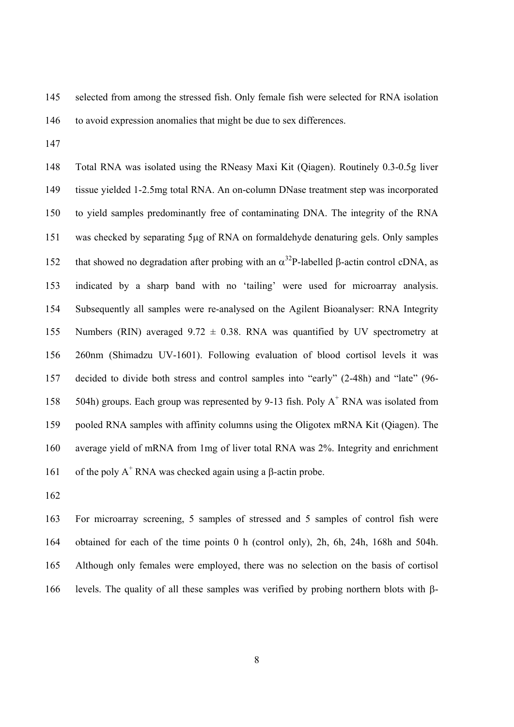selected from among the stressed fish. Only female fish were selected for RNA isolation to avoid expression anomalies that might be due to sex differences.

Total RNA was isolated using the RNeasy Maxi Kit (Qiagen). Routinely 0.3-0.5g liver tissue yielded 1-2.5mg total RNA. An on-column DNase treatment step was incorporated to yield samples predominantly free of contaminating DNA. The integrity of the RNA was checked by separating 5μg of RNA on formaldehyde denaturing gels. Only samples that showed no degradation after probing with an $\alpha^{32}$P-labelled β-actin control cDNA, as indicated by a sharp band with no 'tailing' were used for microarray analysis. Subsequently all samples were re-analysed on the Agilent Bioanalyser: RNA Integrity Numbers (RIN) averaged $9.72 \pm 0.38$. RNA was quantified by UV spectrometry at 260nm (Shimadzu UV-1601). Following evaluation of blood cortisol levels it was decided to divide both stress and control samples into "early" (2-48h) and "late" (96-504h) groups. Each group was represented by 9-13 fish. Poly $A^+$ RNA was isolated from pooled RNA samples with affinity columns using the Oligotex mRNA Kit (Qiagen). The average yield of mRNA from 1mg of liver total RNA was 2%. Integrity and enrichment of the poly $A^+$ RNA was checked again using a β-actin probe.

For microarray screening, 5 samples of stressed and 5 samples of control fish were obtained for each of the time points 0 h (control only), 2h, 6h, 24h, 168h and 504h. Although only females were employed, there was no selection on the basis of cortisol levels. The quality of all these samples was verified by probing northern blots with β-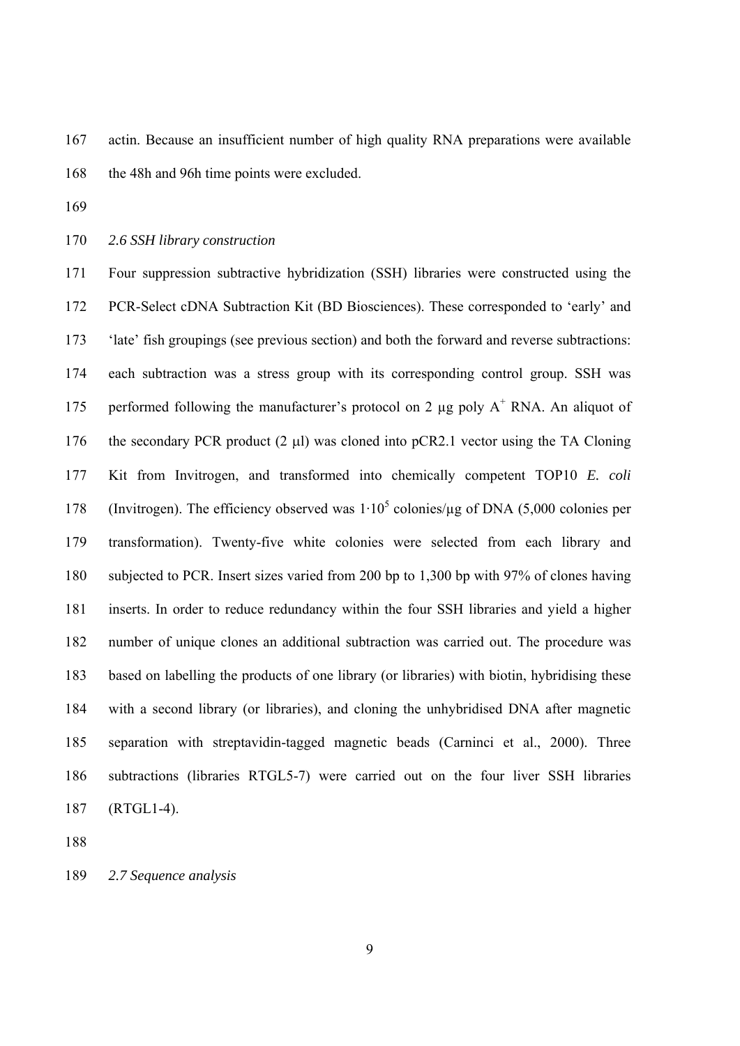actin. Because an insufficient number of high quality RNA preparations were available the 48h and 96h time points were excluded.

### *2.6 SSH library construction*

Four suppression subtractive hybridization (SSH) libraries were constructed using the PCR-Select cDNA Subtraction Kit (BD Biosciences). These corresponded to 'early' and 'late' fish groupings (see previous section) and both the forward and reverse subtractions: each subtraction was a stress group with its corresponding control group. SSH was performed following the manufacturer's protocol on 2 µg poly $A^+$ RNA. An aliquot of the secondary PCR product (2 µl) was cloned into pCR2.1 vector using the TA Cloning Kit from Invitrogen, and transformed into chemically competent TOP10 *E. coli* (Invitrogen). The efficiency observed was $1 \cdot 10^5$ colonies/µg of DNA (5,000 colonies per transformation). Twenty-five white colonies were selected from each library and subjected to PCR. Insert sizes varied from 200 bp to 1,300 bp with 97% of clones having inserts. In order to reduce redundancy within the four SSH libraries and yield a higher number of unique clones an additional subtraction was carried out. The procedure was based on labelling the products of one library (or libraries) with biotin, hybridising these with a second library (or libraries), and cloning the unhybridised DNA after magnetic separation with streptavidin-tagged magnetic beads (Carninci et al., 2000). Three subtractions (libraries RTGL5-7) were carried out on the four liver SSH libraries (RTGL1-4).

### *2.7 Sequence analysis*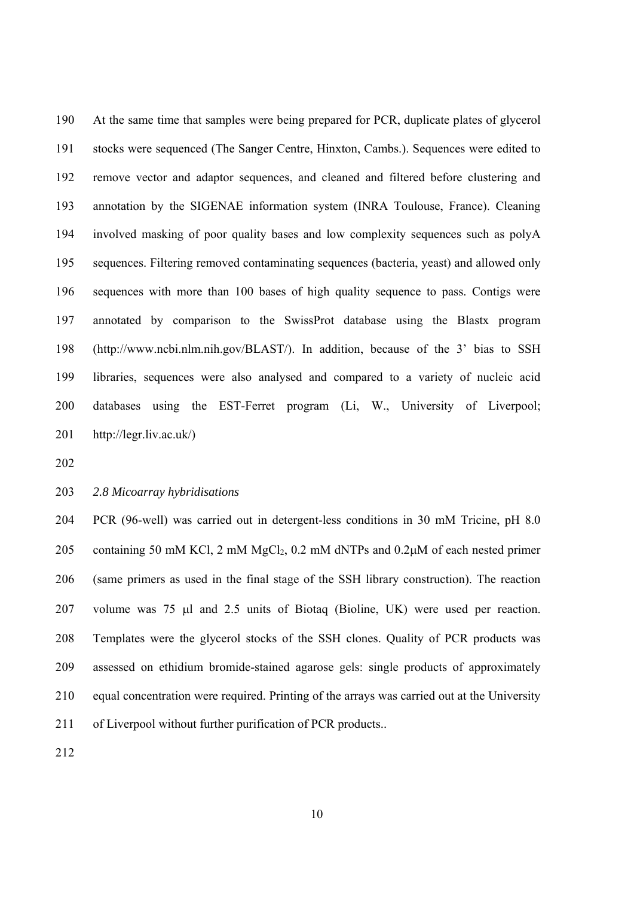At the same time that samples were being prepared for PCR, duplicate plates of glycerol stocks were sequenced (The Sanger Centre, Hinxton, Cambs.). Sequences were edited to remove vector and adaptor sequences, and cleaned and filtered before clustering and annotation by the SIGENAE information system (INRA Toulouse, France). Cleaning involved masking of poor quality bases and low complexity sequences such as polyA sequences. Filtering removed contaminating sequences (bacteria, yeast) and allowed only sequences with more than 100 bases of high quality sequence to pass. Contigs were annotated by comparison to the SwissProt database using the Blastx program (http://www.ncbi.nlm.nih.gov/BLAST/). In addition, because of the 3' bias to SSH libraries, sequences were also analysed and compared to a variety of nucleic acid databases using the EST-Ferret program (Li, W., University of Liverpool; http://legr.liv.ac.uk/)

*2.8 Micoarray hybridisations*

PCR (96-well) was carried out in detergent-less conditions in 30 mM Tricine, pH 8.0 containing 50 mM KCl, 2 mM $MgCl_2$, 0.2 mM dNTPs and 0.2μM of each nested primer (same primers as used in the final stage of the SSH library construction). The reaction volume was 75 μl and 2.5 units of Biotaq (Bioline, UK) were used per reaction. Templates were the glycerol stocks of the SSH clones. Quality of PCR products was assessed on ethidium bromide-stained agarose gels: single products of approximately equal concentration were required. Printing of the arrays was carried out at the University of Liverpool without further purification of PCR products..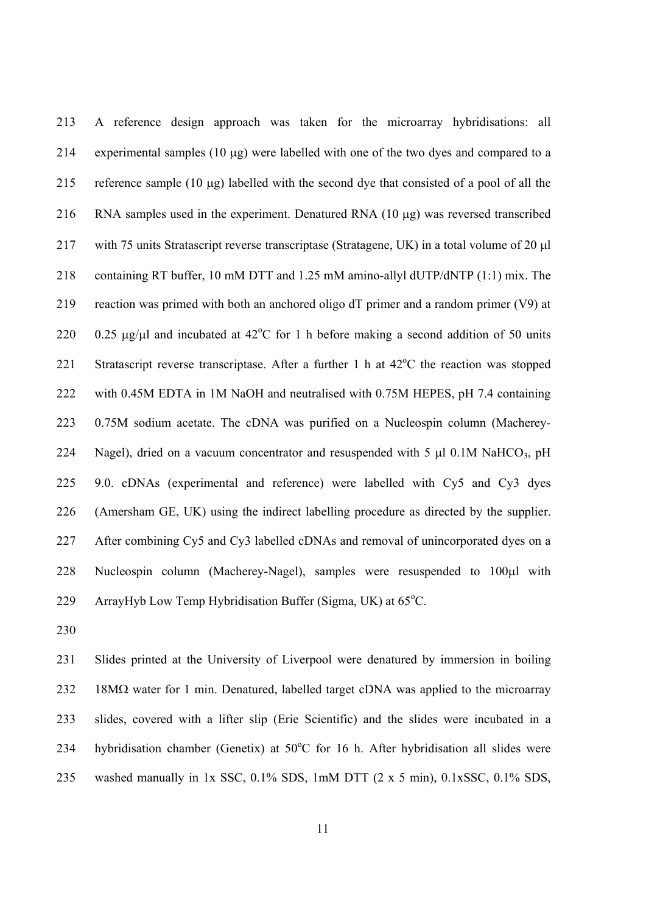A reference design approach was taken for the microarray hybridisations: all experimental samples (10 μg) were labelled with one of the two dyes and compared to a reference sample (10 μg) labelled with the second dye that consisted of a pool of all the RNA samples used in the experiment. Denatured RNA (10 μg) was reversed transcribed with 75 units Stratascript reverse transcriptase (Stratagene, UK) in a total volume of 20 μl containing RT buffer, 10 mM DTT and 1.25 mM amino-allyl dUTP/dNTP (1:1) mix. The reaction was primed with both an anchored oligo dT primer and a random primer (V9) at 0.25 μg/μl and incubated at 42°C for 1 h before making a second addition of 50 units Stratascript reverse transcriptase. After a further 1 h at 42°C the reaction was stopped with 0.45M EDTA in 1M NaOH and neutralised with 0.75M HEPES, pH 7.4 containing 0.75M sodium acetate. The cDNA was purified on a Nucleospin column (Macherey-Nagel), dried on a vacuum concentrator and resuspended with 5 μl 0.1M $NaHCO_3$, pH 9.0. cDNAs (experimental and reference) were labelled with Cy5 and Cy3 dyes (Amersham GE, UK) using the indirect labelling procedure as directed by the supplier. After combining Cy5 and Cy3 labelled cDNAs and removal of unincorporated dyes on a Nucleospin column (Macherey-Nagel), samples were resuspended to 100μl with ArrayHyb Low Temp Hybridisation Buffer (Sigma, UK) at 65°C.

Slides printed at the University of Liverpool were denatured by immersion in boiling 18MΩ water for 1 min. Denatured, labelled target cDNA was applied to the microarray slides, covered with a lifter slip (Erie Scientific) and the slides were incubated in a hybridisation chamber (Genetix) at 50°C for 16 h. After hybridisation all slides were washed manually in 1x SSC, 0.1% SDS, 1mM DTT (2 x 5 min), 0.1xSSC, 0.1% SDS,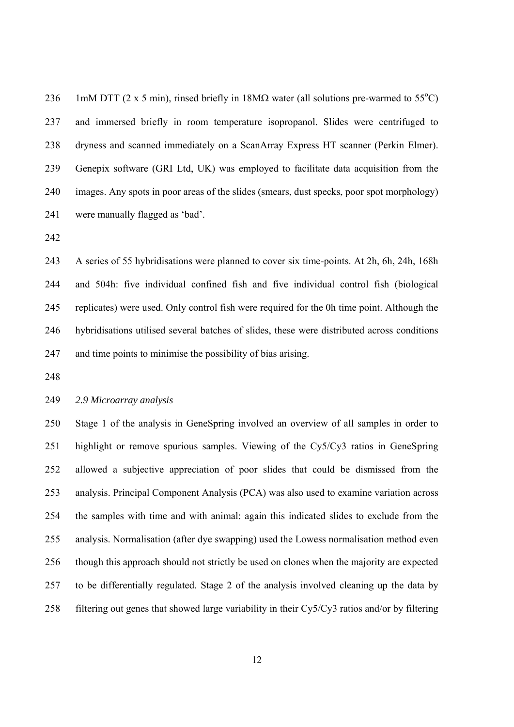1mM DTT (2 x 5 min), rinsed briefly in 18MΩ water (all solutions pre-warmed to 55°C) and immersed briefly in room temperature isopropanol. Slides were centrifuged to dryness and scanned immediately on a ScanArray Express HT scanner (Perkin Elmer). Genepix software (GRI Ltd, UK) was employed to facilitate data acquisition from the images. Any spots in poor areas of the slides (smears, dust specks, poor spot morphology) were manually flagged as 'bad'.

A series of 55 hybridisations were planned to cover six time-points. At 2h, 6h, 24h, 168h and 504h: five individual confined fish and five individual control fish (biological replicates) were used. Only control fish were required for the 0h time point. Although the hybridisations utilised several batches of slides, these were distributed across conditions and time points to minimise the possibility of bias arising.

*2.9 Microarray analysis*

Stage 1 of the analysis in GeneSpring involved an overview of all samples in order to highlight or remove spurious samples. Viewing of the Cy5/Cy3 ratios in GeneSpring allowed a subjective appreciation of poor slides that could be dismissed from the analysis. Principal Component Analysis (PCA) was also used to examine variation across the samples with time and with animal: again this indicated slides to exclude from the analysis. Normalisation (after dye swapping) used the Lowess normalisation method even though this approach should not strictly be used on clones when the majority are expected to be differentially regulated. Stage 2 of the analysis involved cleaning up the data by filtering out genes that showed large variability in their Cy5/Cy3 ratios and/or by filtering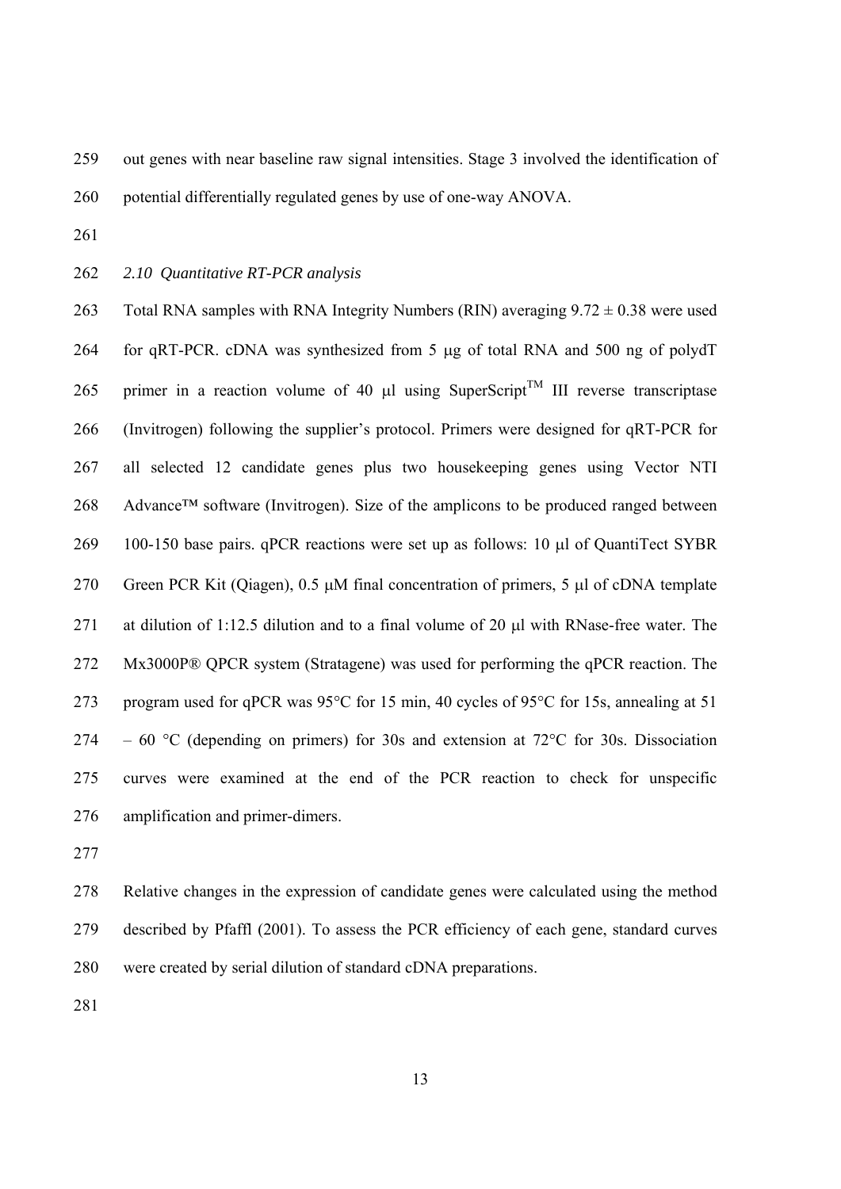out genes with near baseline raw signal intensities. Stage 3 involved the identification of potential differentially regulated genes by use of one-way ANOVA.

### *2.10 Quantitative RT-PCR analysis*

Total RNA samples with RNA Integrity Numbers (RIN) averaging $9.72 \pm 0.38$ were used for qRT-PCR. cDNA was synthesized from 5 μg of total RNA and 500 ng of polydT primer in a reaction volume of 40 μl using SuperScript$^{TM}$ III reverse transcriptase (Invitrogen) following the supplier's protocol. Primers were designed for qRT-PCR for all selected 12 candidate genes plus two housekeeping genes using Vector NTI Advance™ software (Invitrogen). Size of the amplicons to be produced ranged between 100-150 base pairs. qPCR reactions were set up as follows: 10 μl of QuantiTect SYBR Green PCR Kit (Qiagen), 0.5 μM final concentration of primers, 5 μl of cDNA template at dilution of 1:12.5 dilution and to a final volume of 20 μl with RNase-free water. The Mx3000P® QPCR system (Stratagene) was used for performing the qPCR reaction. The program used for qPCR was 95°C for 15 min, 40 cycles of 95°C for 15s, annealing at 51 – 60 °C (depending on primers) for 30s and extension at 72°C for 30s. Dissociation curves were examined at the end of the PCR reaction to check for unspecific amplification and primer-dimers.

Relative changes in the expression of candidate genes were calculated using the method described by Pfaffl (2001). To assess the PCR efficiency of each gene, standard curves were created by serial dilution of standard cDNA preparations.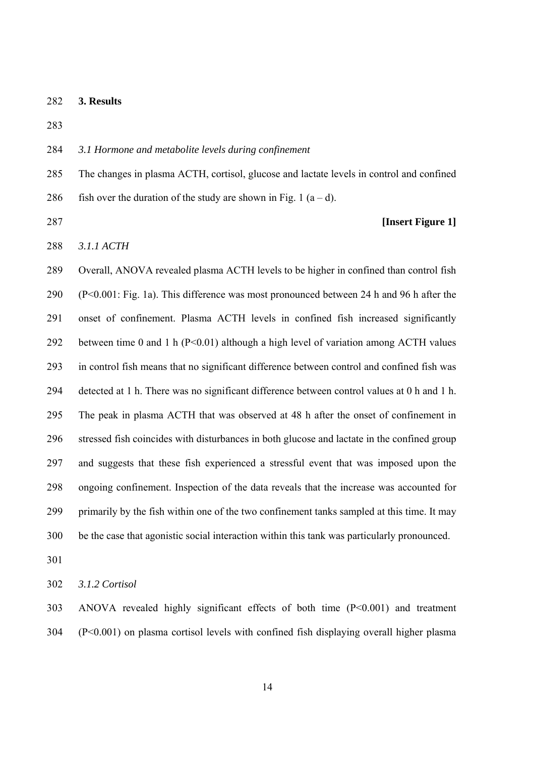# 3. Results

### *3.1 Hormone and metabolite levels during confinement*

The changes in plasma ACTH, cortisol, glucose and lactate levels in control and confined fish over the duration of the study are shown in Fig. 1 (a – d).

**[Insert Figure 1]**

#### *3.1.1 ACTH*

Overall, ANOVA revealed plasma ACTH levels to be higher in confined than control fish ($P<0.001$: Fig. 1a). This difference was most pronounced between 24 h and 96 h after the onset of confinement. Plasma ACTH levels in confined fish increased significantly between time 0 and 1 h ($P<0.01$) although a high level of variation among ACTH values in control fish means that no significant difference between control and confined fish was detected at 1 h. There was no significant difference between control values at 0 h and 1 h. The peak in plasma ACTH that was observed at 48 h after the onset of confinement in stressed fish coincides with disturbances in both glucose and lactate in the confined group and suggests that these fish experienced a stressful event that was imposed upon the ongoing confinement. Inspection of the data reveals that the increase was accounted for primarily by the fish within one of the two confinement tanks sampled at this time. It may be the case that agonistic social interaction within this tank was particularly pronounced.

#### *3.1.2 Cortisol*

ANOVA revealed highly significant effects of both time ($P<0.001$) and treatment ($P<0.001$) on plasma cortisol levels with confined fish displaying overall higher plasma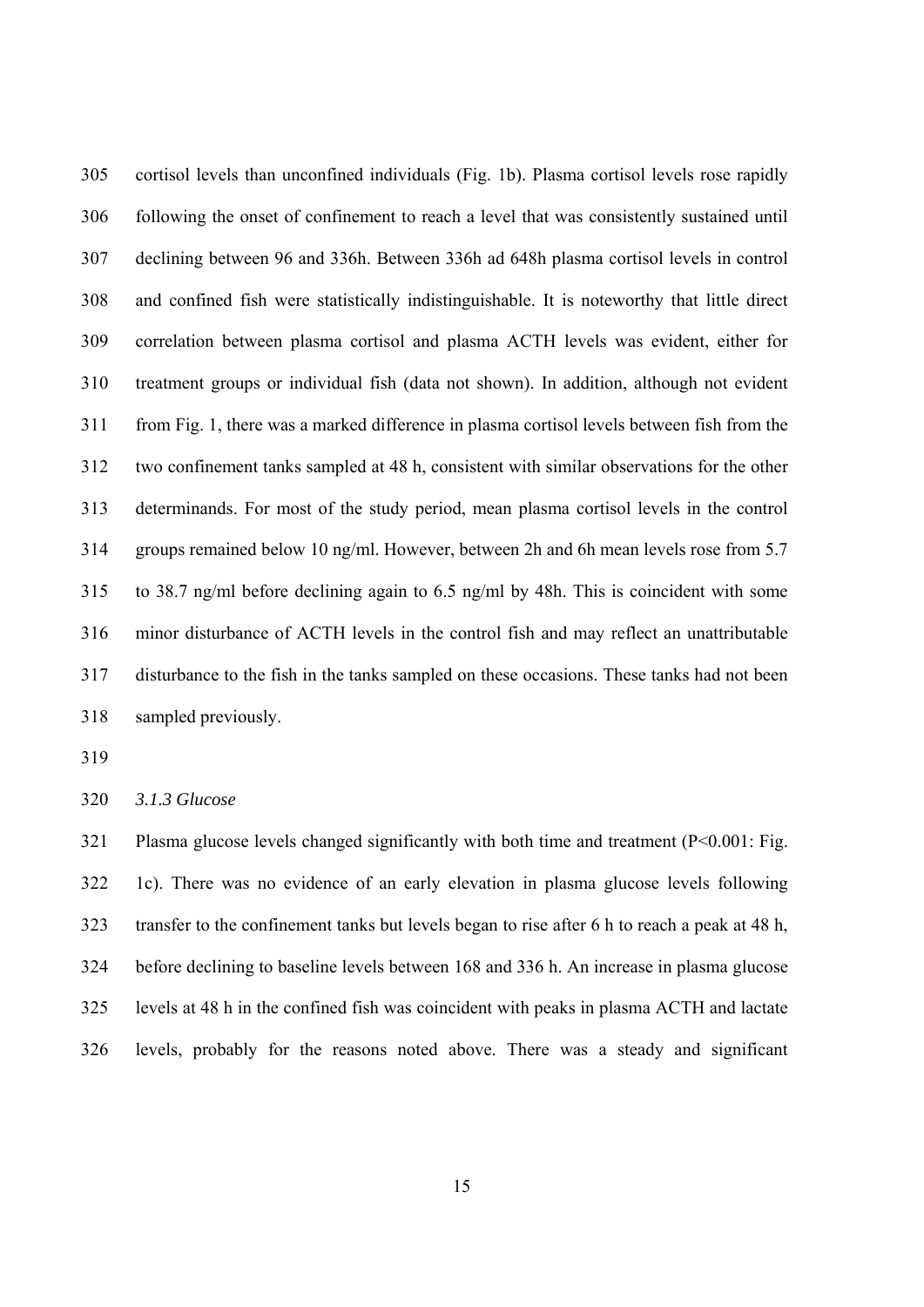cortisol levels than unconfined individuals (Fig. 1b). Plasma cortisol levels rose rapidly following the onset of confinement to reach a level that was consistently sustained until declining between 96 and 336h. Between 336h ad 648h plasma cortisol levels in control and confined fish were statistically indistinguishable. It is noteworthy that little direct correlation between plasma cortisol and plasma ACTH levels was evident, either for treatment groups or individual fish (data not shown). In addition, although not evident from Fig. 1, there was a marked difference in plasma cortisol levels between fish from the two confinement tanks sampled at 48 h, consistent with similar observations for the other determinands. For most of the study period, mean plasma cortisol levels in the control groups remained below 10 ng/ml. However, between 2h and 6h mean levels rose from 5.7 to 38.7 ng/ml before declining again to 6.5 ng/ml by 48h. This is coincident with some minor disturbance of ACTH levels in the control fish and may reflect an unattributable disturbance to the fish in the tanks sampled on these occasions. These tanks had not been sampled previously.

### *3.1.3 Glucose*

Plasma glucose levels changed significantly with both time and treatment ($P<0.001$: Fig. 1c). There was no evidence of an early elevation in plasma glucose levels following transfer to the confinement tanks but levels began to rise after 6 h to reach a peak at 48 h, before declining to baseline levels between 168 and 336 h. An increase in plasma glucose levels at 48 h in the confined fish was coincident with peaks in plasma ACTH and lactate levels, probably for the reasons noted above. There was a steady and significant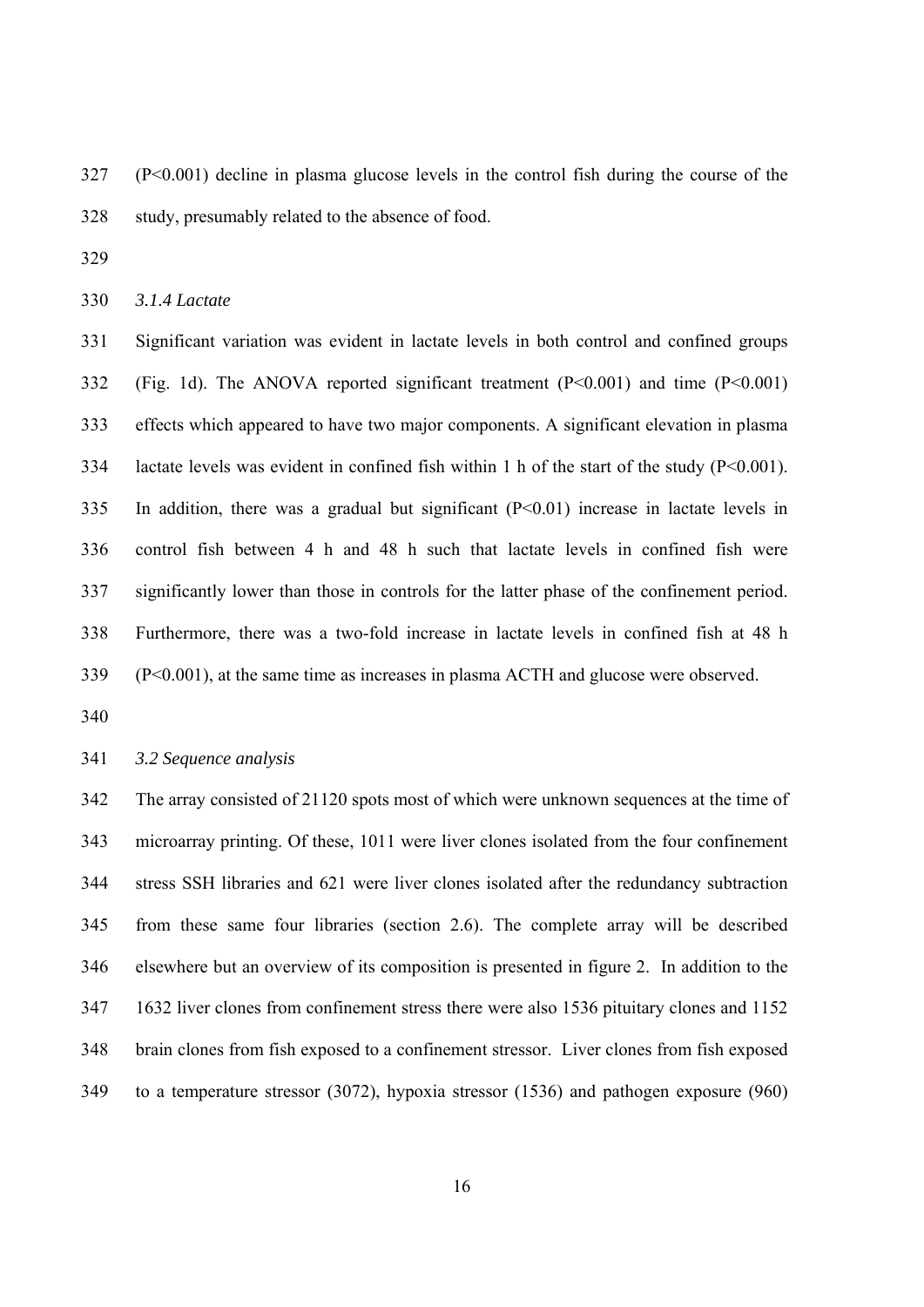($P<0.001$) decline in plasma glucose levels in the control fish during the course of the study, presumably related to the absence of food.

### *3.1.4 Lactate*

Significant variation was evident in lactate levels in both control and confined groups (Fig. 1d). The ANOVA reported significant treatment ($P<0.001$) and time ($P<0.001$) effects which appeared to have two major components. A significant elevation in plasma lactate levels was evident in confined fish within 1 h of the start of the study ($P<0.001$). In addition, there was a gradual but significant ($P<0.01$) increase in lactate levels in control fish between 4 h and 48 h such that lactate levels in confined fish were significantly lower than those in controls for the latter phase of the confinement period. Furthermore, there was a two-fold increase in lactate levels in confined fish at 48 h ($P<0.001$), at the same time as increases in plasma ACTH and glucose were observed.

## *3.2 Sequence analysis*

The array consisted of 21120 spots most of which were unknown sequences at the time of microarray printing. Of these, 1011 were liver clones isolated from the four confinement stress SSH libraries and 621 were liver clones isolated after the redundancy subtraction from these same four libraries (section 2.6). The complete array will be described elsewhere but an overview of its composition is presented in figure 2. In addition to the 1632 liver clones from confinement stress there were also 1536 pituitary clones and 1152 brain clones from fish exposed to a confinement stressor. Liver clones from fish exposed to a temperature stressor (3072), hypoxia stressor (1536) and pathogen exposure (960)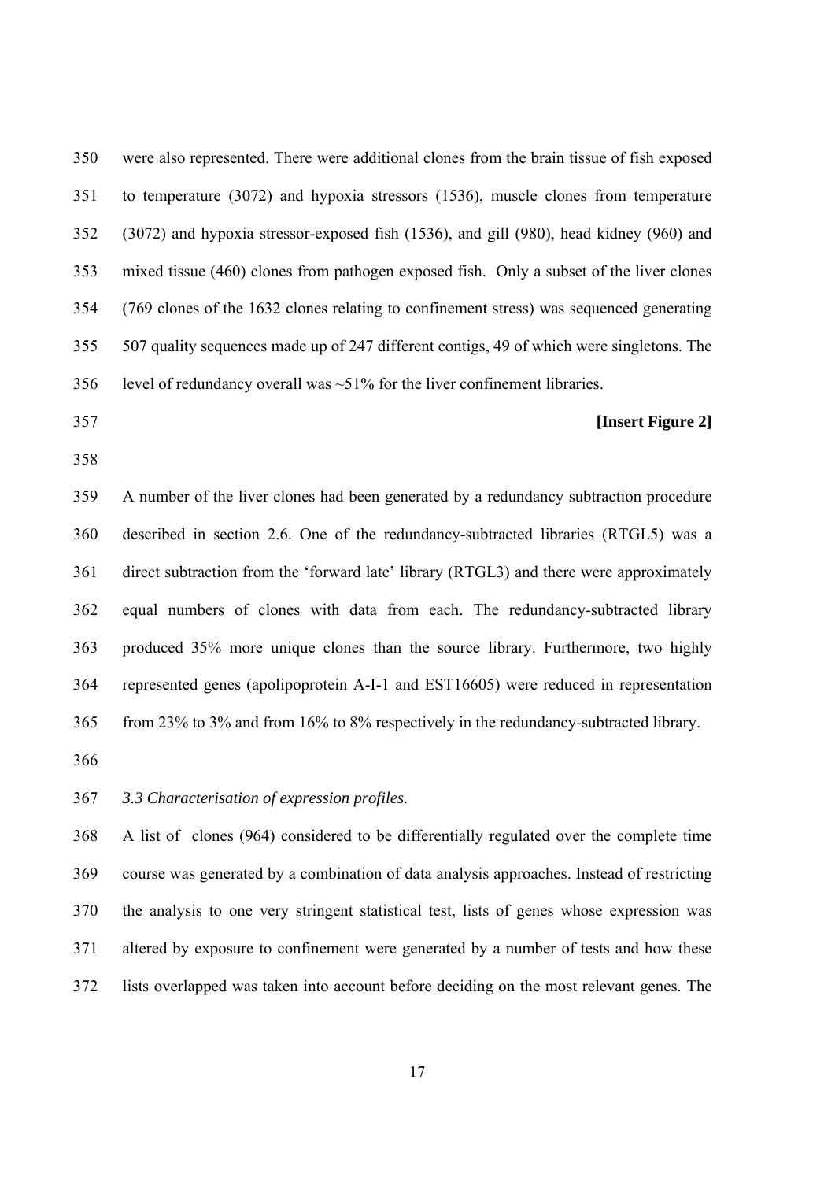were also represented. There were additional clones from the brain tissue of fish exposed to temperature (3072) and hypoxia stressors (1536), muscle clones from temperature (3072) and hypoxia stressor-exposed fish (1536), and gill (980), head kidney (960) and mixed tissue (460) clones from pathogen exposed fish. Only a subset of the liver clones (769 clones of the 1632 clones relating to confinement stress) was sequenced generating 507 quality sequences made up of 247 different contigs, 49 of which were singletons. The level of redundancy overall was ~51% for the liver confinement libraries.

**[Insert Figure 2]**

A number of the liver clones had been generated by a redundancy subtraction procedure described in section 2.6. One of the redundancy-subtracted libraries (RTGL5) was a direct subtraction from the 'forward late' library (RTGL3) and there were approximately equal numbers of clones with data from each. The redundancy-subtracted library produced 35% more unique clones than the source library. Furthermore, two highly represented genes (apolipoprotein A-I-1 and EST16605) were reduced in representation from 23% to 3% and from 16% to 8% respectively in the redundancy-subtracted library.

### *3.3 Characterisation of expression profiles.*

A list of clones (964) considered to be differentially regulated over the complete time course was generated by a combination of data analysis approaches. Instead of restricting the analysis to one very stringent statistical test, lists of genes whose expression was altered by exposure to confinement were generated by a number of tests and how these lists overlapped was taken into account before deciding on the most relevant genes. The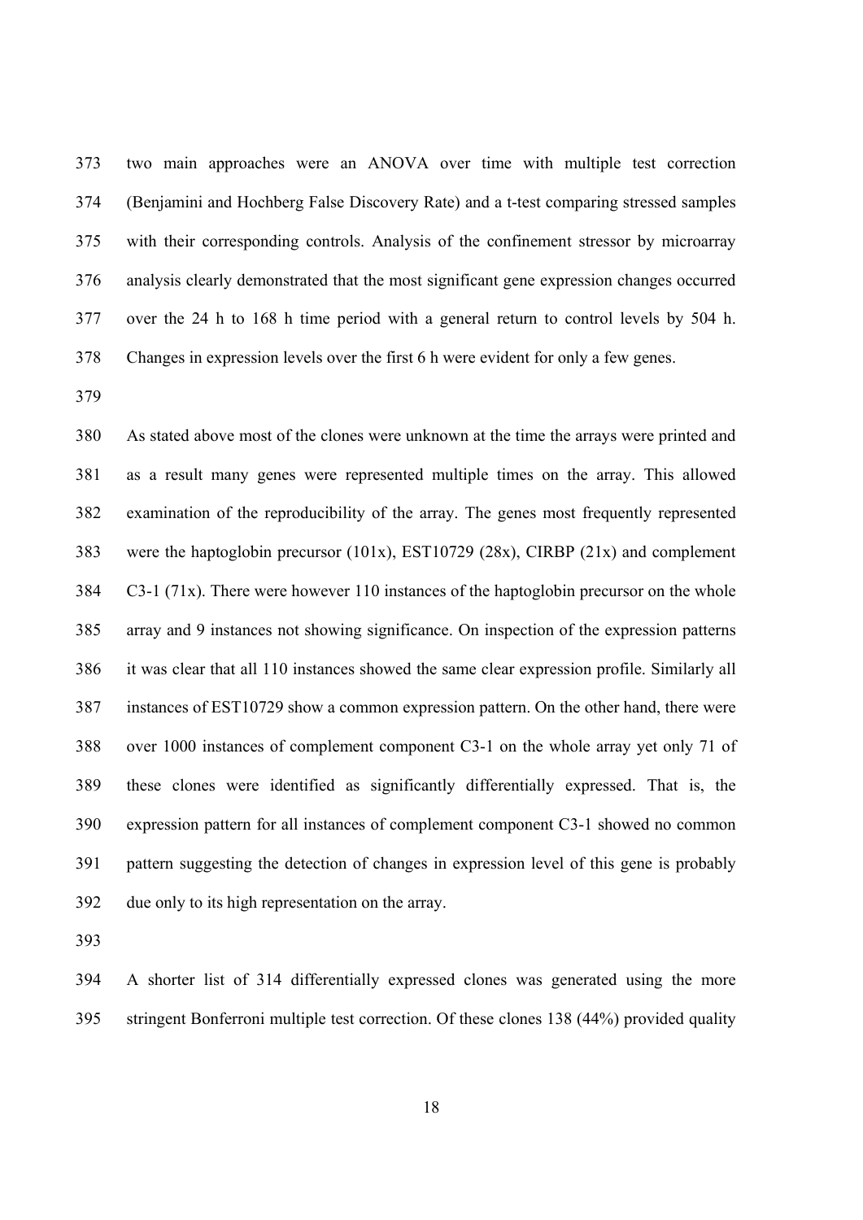two main approaches were an ANOVA over time with multiple test correction (Benjamini and Hochberg False Discovery Rate) and a t-test comparing stressed samples with their corresponding controls. Analysis of the confinement stressor by microarray analysis clearly demonstrated that the most significant gene expression changes occurred over the 24 h to 168 h time period with a general return to control levels by 504 h. Changes in expression levels over the first 6 h were evident for only a few genes.

As stated above most of the clones were unknown at the time the arrays were printed and as a result many genes were represented multiple times on the array. This allowed examination of the reproducibility of the array. The genes most frequently represented were the haptoglobin precursor (101x), EST10729 (28x), CIRBP (21x) and complement C3-1 (71x). There were however 110 instances of the haptoglobin precursor on the whole array and 9 instances not showing significance. On inspection of the expression patterns it was clear that all 110 instances showed the same clear expression profile. Similarly all instances of EST10729 show a common expression pattern. On the other hand, there were over 1000 instances of complement component C3-1 on the whole array yet only 71 of these clones were identified as significantly differentially expressed. That is, the expression pattern for all instances of complement component C3-1 showed no common pattern suggesting the detection of changes in expression level of this gene is probably due only to its high representation on the array.

A shorter list of 314 differentially expressed clones was generated using the more stringent Bonferroni multiple test correction. Of these clones 138 (44%) provided quality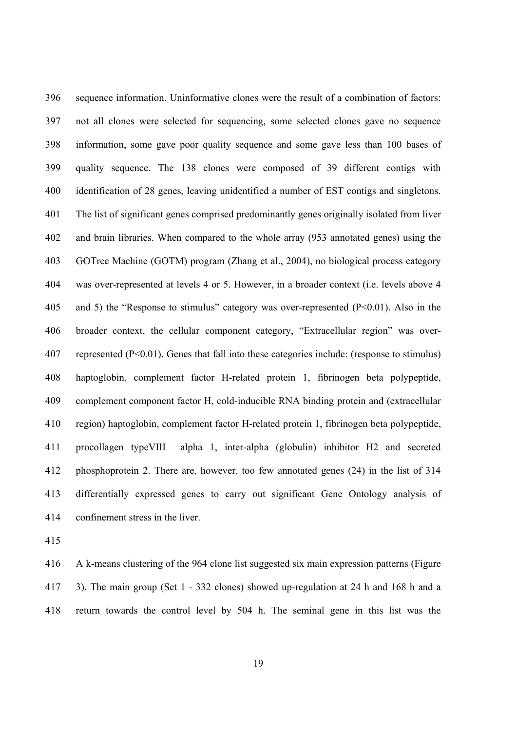sequence information. Uninformative clones were the result of a combination of factors: not all clones were selected for sequencing, some selected clones gave no sequence information, some gave poor quality sequence and some gave less than 100 bases of quality sequence. The 138 clones were composed of 39 different contigs with identification of 28 genes, leaving unidentified a number of EST contigs and singletons. The list of significant genes comprised predominantly genes originally isolated from liver and brain libraries. When compared to the whole array (953 annotated genes) using the GOTree Machine (GOTM) program (Zhang et al., 2004), no biological process category was over-represented at levels 4 or 5. However, in a broader context (i.e. levels above 4 and 5) the "Response to stimulus" category was over-represented ($P<0.01$). Also in the broader context, the cellular component category, "Extracellular region" was over-represented ($P<0.01$). Genes that fall into these categories include: (response to stimulus) haptoglobin, complement factor H-related protein 1, fibrinogen beta polypeptide, complement component factor H, cold-inducible RNA binding protein and (extracellular region) haptoglobin, complement factor H-related protein 1, fibrinogen beta polypeptide, procollagen typeVIII alpha 1, inter-alpha (globulin) inhibitor H2 and secreted phosphoprotein 2. There are, however, too few annotated genes (24) in the list of 314 differentially expressed genes to carry out significant Gene Ontology analysis of confinement stress in the liver.

A k-means clustering of the 964 clone list suggested six main expression patterns (Figure 3). The main group (Set 1 - 332 clones) showed up-regulation at 24 h and 168 h and a return towards the control level by 504 h. The seminal gene in this list was the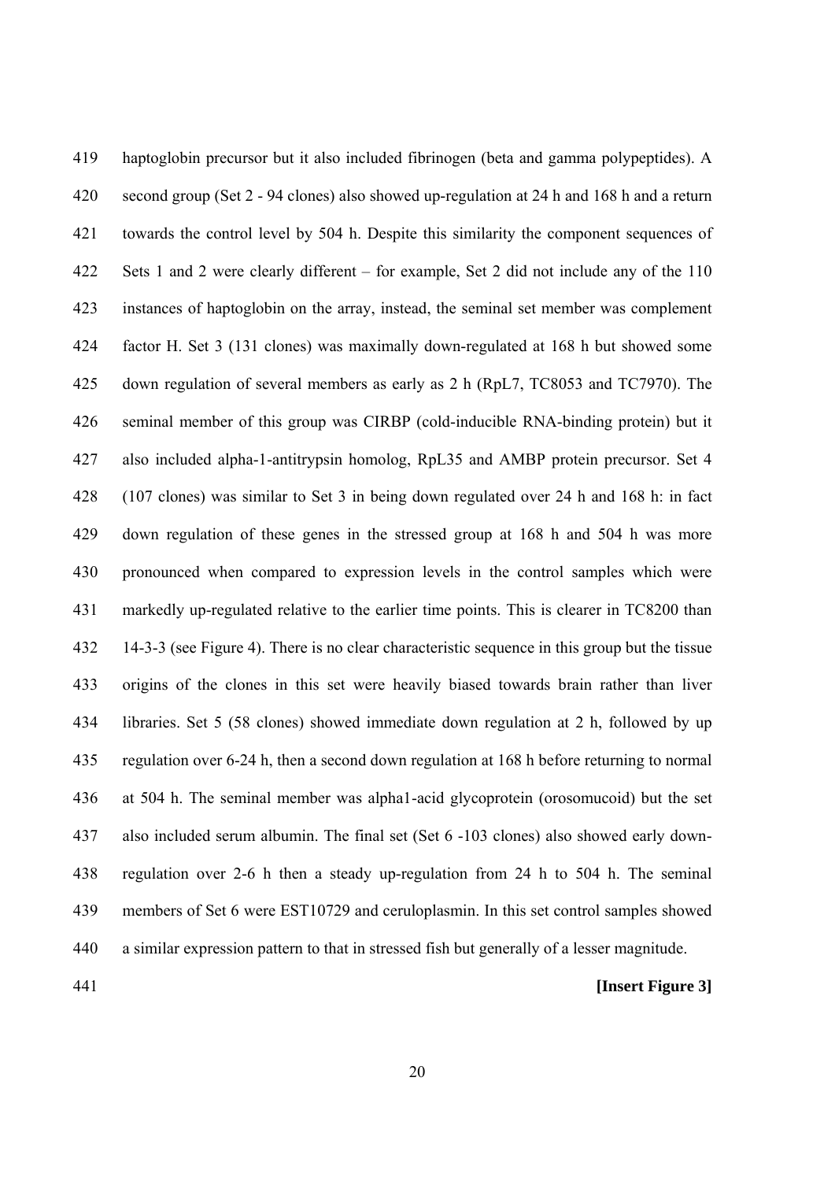haptoglobin precursor but it also included fibrinogen (beta and gamma polypeptides). A second group (Set 2 - 94 clones) also showed up-regulation at 24 h and 168 h and a return towards the control level by 504 h. Despite this similarity the component sequences of Sets 1 and 2 were clearly different – for example, Set 2 did not include any of the 110 instances of haptoglobin on the array, instead, the seminal set member was complement factor H. Set 3 (131 clones) was maximally down-regulated at 168 h but showed some down regulation of several members as early as 2 h (RpL7, TC8053 and TC7970). The seminal member of this group was CIRBP (cold-inducible RNA-binding protein) but it also included alpha-1-antitrypsin homolog, RpL35 and AMBP protein precursor. Set 4 (107 clones) was similar to Set 3 in being down regulated over 24 h and 168 h: in fact down regulation of these genes in the stressed group at 168 h and 504 h was more pronounced when compared to expression levels in the control samples which were markedly up-regulated relative to the earlier time points. This is clearer in TC8200 than 14-3-3 (see Figure 4). There is no clear characteristic sequence in this group but the tissue origins of the clones in this set were heavily biased towards brain rather than liver libraries. Set 5 (58 clones) showed immediate down regulation at 2 h, followed by up regulation over 6-24 h, then a second down regulation at 168 h before returning to normal at 504 h. The seminal member was alpha1-acid glycoprotein (orosomucoid) but the set also included serum albumin. The final set (Set 6 -103 clones) also showed early down-regulation over 2-6 h then a steady up-regulation from 24 h to 504 h. The seminal members of Set 6 were EST10729 and ceruloplasmin. In this set control samples showed a similar expression pattern to that in stressed fish but generally of a lesser magnitude.

**[Insert Figure 3]**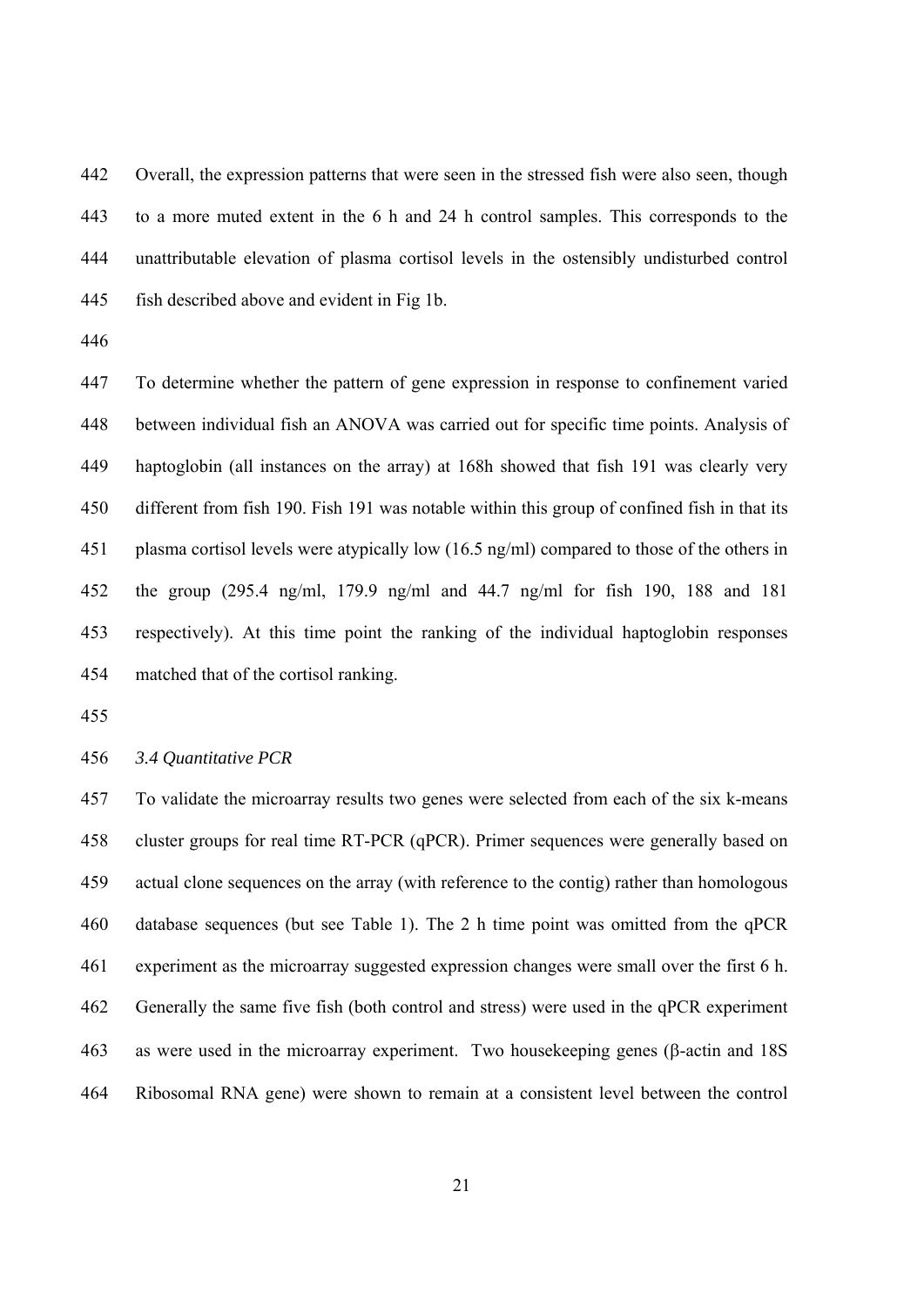Overall, the expression patterns that were seen in the stressed fish were also seen, though to a more muted extent in the 6 h and 24 h control samples. This corresponds to the unattributable elevation of plasma cortisol levels in the ostensibly undisturbed control fish described above and evident in Fig 1b.

To determine whether the pattern of gene expression in response to confinement varied between individual fish an ANOVA was carried out for specific time points. Analysis of haptoglobin (all instances on the array) at 168h showed that fish 191 was clearly very different from fish 190. Fish 191 was notable within this group of confined fish in that its plasma cortisol levels were atypically low (16.5 ng/ml) compared to those of the others in the group (295.4 ng/ml, 179.9 ng/ml and 44.7 ng/ml for fish 190, 188 and 181 respectively). At this time point the ranking of the individual haptoglobin responses matched that of the cortisol ranking.

### *3.4 Quantitative PCR*

To validate the microarray results two genes were selected from each of the six k-means cluster groups for real time RT-PCR (qPCR). Primer sequences were generally based on actual clone sequences on the array (with reference to the contig) rather than homologous database sequences (but see Table 1). The 2 h time point was omitted from the qPCR experiment as the microarray suggested expression changes were small over the first 6 h. Generally the same five fish (both control and stress) were used in the qPCR experiment as were used in the microarray experiment. Two housekeeping genes (β-actin and 18S Ribosomal RNA gene) were shown to remain at a consistent level between the control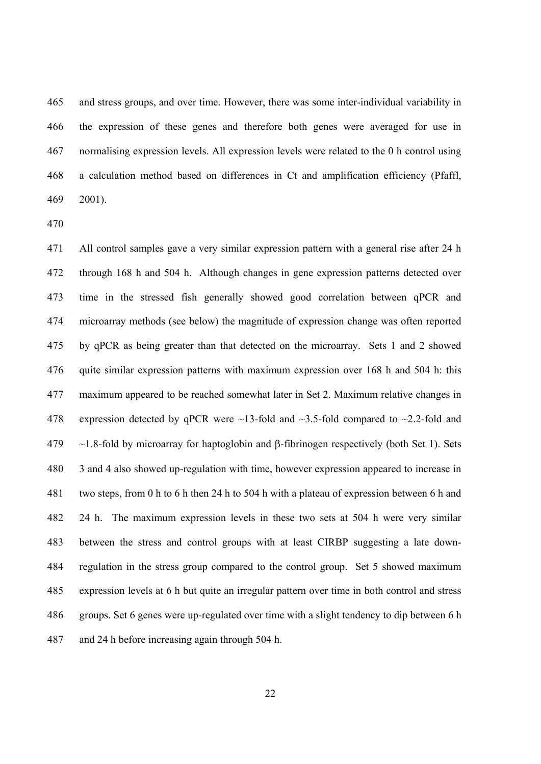and stress groups, and over time. However, there was some inter-individual variability in the expression of these genes and therefore both genes were averaged for use in normalising expression levels. All expression levels were related to the 0 h control using a calculation method based on differences in Ct and amplification efficiency (Pfaffl, 2001).

All control samples gave a very similar expression pattern with a general rise after 24 h through 168 h and 504 h. Although changes in gene expression patterns detected over time in the stressed fish generally showed good correlation between qPCR and microarray methods (see below) the magnitude of expression change was often reported by qPCR as being greater than that detected on the microarray. Sets 1 and 2 showed quite similar expression patterns with maximum expression over 168 h and 504 h: this maximum appeared to be reached somewhat later in Set 2. Maximum relative changes in expression detected by qPCR were ~13-fold and ~3.5-fold compared to ~2.2-fold and ~1.8-fold by microarray for haptoglobin and β-fibrinogen respectively (both Set 1). Sets 3 and 4 also showed up-regulation with time, however expression appeared to increase in two steps, from 0 h to 6 h then 24 h to 504 h with a plateau of expression between 6 h and 24 h. The maximum expression levels in these two sets at 504 h were very similar between the stress and control groups with at least CIRBP suggesting a late down-regulation in the stress group compared to the control group. Set 5 showed maximum expression levels at 6 h but quite an irregular pattern over time in both control and stress groups. Set 6 genes were up-regulated over time with a slight tendency to dip between 6 h and 24 h before increasing again through 504 h.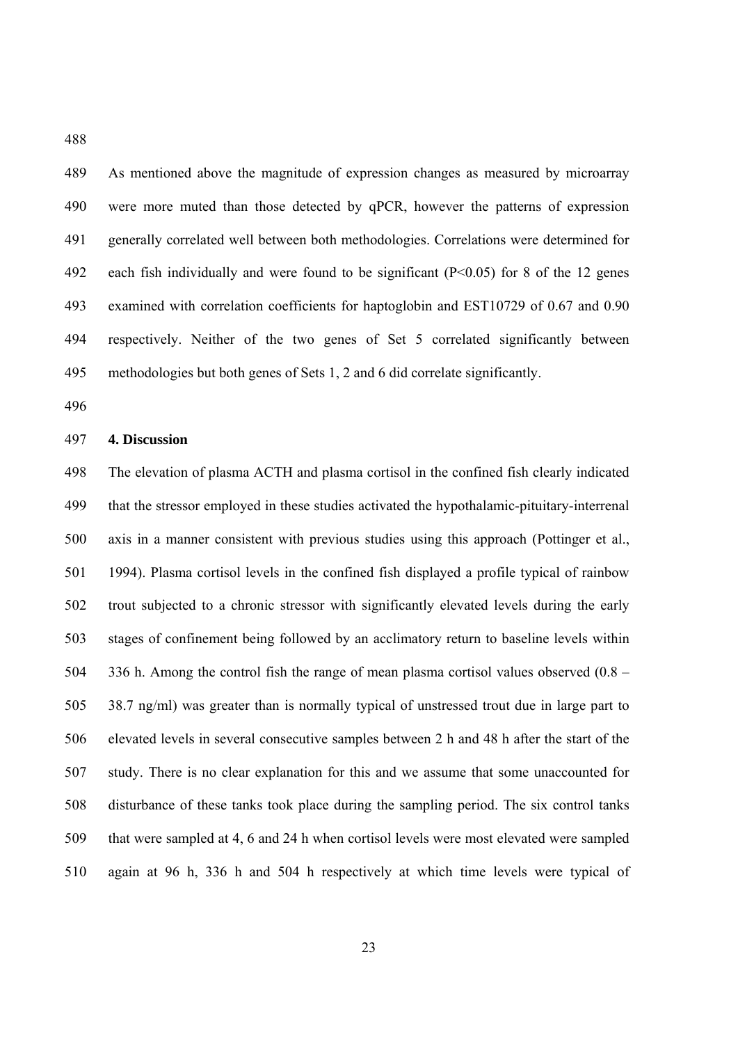As mentioned above the magnitude of expression changes as measured by microarray were more muted than those detected by qPCR, however the patterns of expression generally correlated well between both methodologies. Correlations were determined for each fish individually and were found to be significant ($P<0.05$) for 8 of the 12 genes examined with correlation coefficients for haptoglobin and EST10729 of 0.67 and 0.90 respectively. Neither of the two genes of Set 5 correlated significantly between methodologies but both genes of Sets 1, 2 and 6 did correlate significantly.

## 4. Discussion

The elevation of plasma ACTH and plasma cortisol in the confined fish clearly indicated that the stressor employed in these studies activated the hypothalamic-pituitary-interrenal axis in a manner consistent with previous studies using this approach (Pottinger et al., 1994). Plasma cortisol levels in the confined fish displayed a profile typical of rainbow trout subjected to a chronic stressor with significantly elevated levels during the early stages of confinement being followed by an acclimatory return to baseline levels within 336 h. Among the control fish the range of mean plasma cortisol values observed (0.8 – 38.7 ng/ml) was greater than is normally typical of unstressed trout due in large part to elevated levels in several consecutive samples between 2 h and 48 h after the start of the study. There is no clear explanation for this and we assume that some unaccounted for disturbance of these tanks took place during the sampling period. The six control tanks that were sampled at 4, 6 and 24 h when cortisol levels were most elevated were sampled again at 96 h, 336 h and 504 h respectively at which time levels were typical of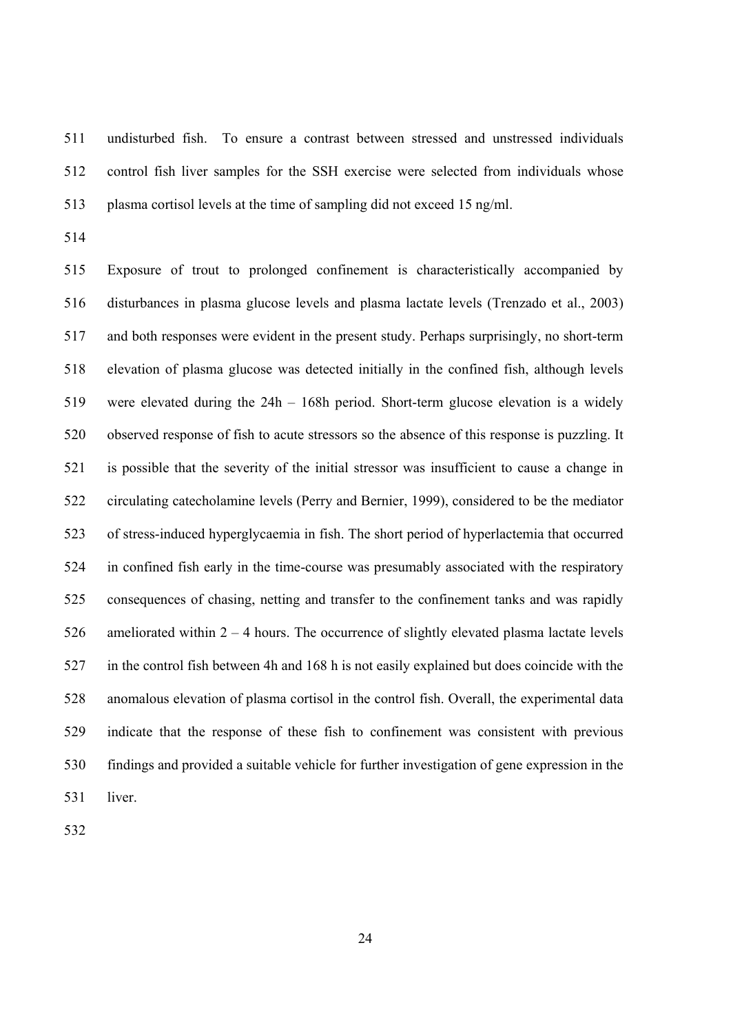undisturbed fish. To ensure a contrast between stressed and unstressed individuals control fish liver samples for the SSH exercise were selected from individuals whose plasma cortisol levels at the time of sampling did not exceed 15 ng/ml.

Exposure of trout to prolonged confinement is characteristically accompanied by disturbances in plasma glucose levels and plasma lactate levels (Trenzado et al., 2003) and both responses were evident in the present study. Perhaps surprisingly, no short-term elevation of plasma glucose was detected initially in the confined fish, although levels were elevated during the 24h – 168h period. Short-term glucose elevation is a widely observed response of fish to acute stressors so the absence of this response is puzzling. It is possible that the severity of the initial stressor was insufficient to cause a change in circulating catecholamine levels (Perry and Bernier, 1999), considered to be the mediator of stress-induced hyperglycaemia in fish. The short period of hyperlactemia that occurred in confined fish early in the time-course was presumably associated with the respiratory consequences of chasing, netting and transfer to the confinement tanks and was rapidly ameliorated within 2 – 4 hours. The occurrence of slightly elevated plasma lactate levels in the control fish between 4h and 168 h is not easily explained but does coincide with the anomalous elevation of plasma cortisol in the control fish. Overall, the experimental data indicate that the response of these fish to confinement was consistent with previous findings and provided a suitable vehicle for further investigation of gene expression in the liver.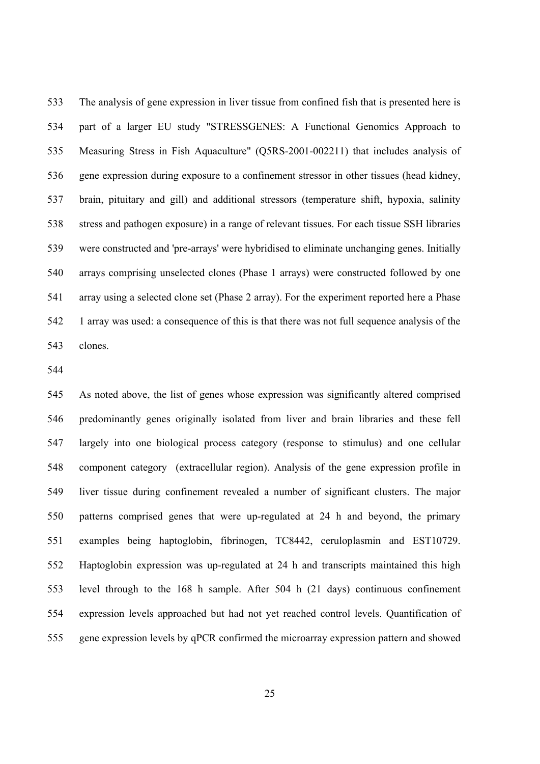The analysis of gene expression in liver tissue from confined fish that is presented here is part of a larger EU study "STRESSGENES: A Functional Genomics Approach to Measuring Stress in Fish Aquaculture" (Q5RS-2001-002211) that includes analysis of gene expression during exposure to a confinement stressor in other tissues (head kidney, brain, pituitary and gill) and additional stressors (temperature shift, hypoxia, salinity stress and pathogen exposure) in a range of relevant tissues. For each tissue SSH libraries were constructed and 'pre-arrays' were hybridised to eliminate unchanging genes. Initially arrays comprising unselected clones (Phase 1 arrays) were constructed followed by one array using a selected clone set (Phase 2 array). For the experiment reported here a Phase 1 array was used: a consequence of this is that there was not full sequence analysis of the clones.

As noted above, the list of genes whose expression was significantly altered comprised predominantly genes originally isolated from liver and brain libraries and these fell largely into one biological process category (response to stimulus) and one cellular component category (extracellular region). Analysis of the gene expression profile in liver tissue during confinement revealed a number of significant clusters. The major patterns comprised genes that were up-regulated at 24 h and beyond, the primary examples being haptoglobin, fibrinogen, TC8442, ceruloplasmin and EST10729. Haptoglobin expression was up-regulated at 24 h and transcripts maintained this high level through to the 168 h sample. After 504 h (21 days) continuous confinement expression levels approached but had not yet reached control levels. Quantification of gene expression levels by qPCR confirmed the microarray expression pattern and showed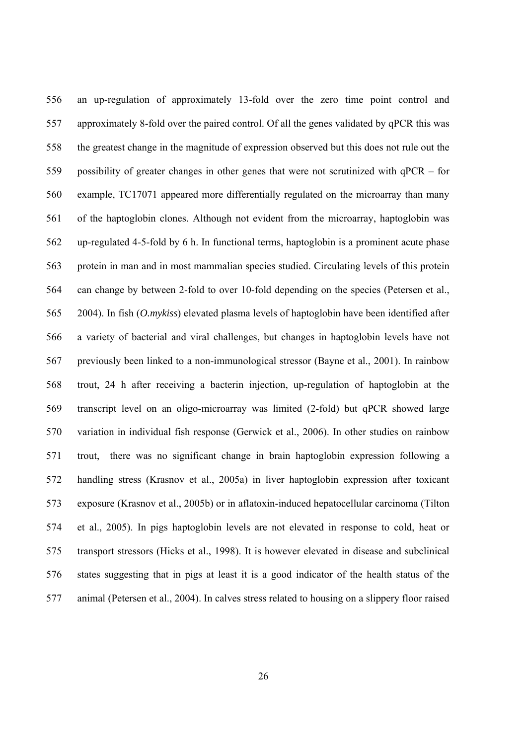an up-regulation of approximately 13-fold over the zero time point control and approximately 8-fold over the paired control. Of all the genes validated by qPCR this was the greatest change in the magnitude of expression observed but this does not rule out the possibility of greater changes in other genes that were not scrutinized with qPCR – for example, TC17071 appeared more differentially regulated on the microarray than many of the haptoglobin clones. Although not evident from the microarray, haptoglobin was up-regulated 4-5-fold by 6 h. In functional terms, haptoglobin is a prominent acute phase protein in man and in most mammalian species studied. Circulating levels of this protein can change by between 2-fold to over 10-fold depending on the species (Petersen et al., 2004). In fish (*O.mykiss*) elevated plasma levels of haptoglobin have been identified after a variety of bacterial and viral challenges, but changes in haptoglobin levels have not previously been linked to a non-immunological stressor (Bayne et al., 2001). In rainbow trout, 24 h after receiving a bacterin injection, up-regulation of haptoglobin at the transcript level on an oligo-microarray was limited (2-fold) but qPCR showed large variation in individual fish response (Gerwick et al., 2006). In other studies on rainbow trout, there was no significant change in brain haptoglobin expression following a handling stress (Krasnov et al., 2005a) in liver haptoglobin expression after toxicant exposure (Krasnov et al., 2005b) or in aflatoxin-induced hepatocellular carcinoma (Tilton et al., 2005). In pigs haptoglobin levels are not elevated in response to cold, heat or transport stressors (Hicks et al., 1998). It is however elevated in disease and subclinical states suggesting that in pigs at least it is a good indicator of the health status of the animal (Petersen et al., 2004). In calves stress related to housing on a slippery floor raised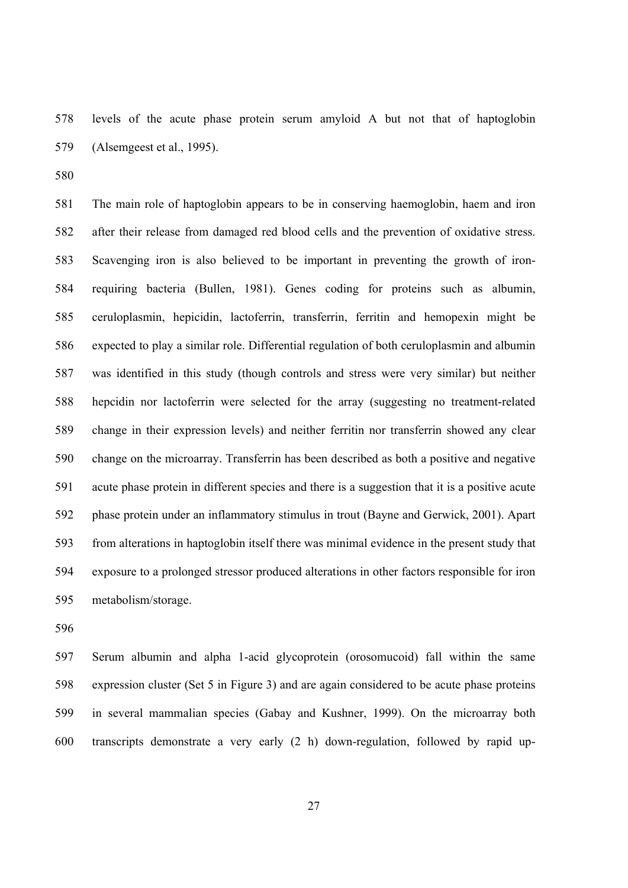levels of the acute phase protein serum amyloid A but not that of haptoglobin (Alsemgeest et al., 1995).

The main role of haptoglobin appears to be in conserving haemoglobin, haem and iron after their release from damaged red blood cells and the prevention of oxidative stress. Scavenging iron is also believed to be important in preventing the growth of iron-requiring bacteria (Bullen, 1981). Genes coding for proteins such as albumin, ceruloplasmin, hepicidin, lactoferrin, transferrin, ferritin and hemopexin might be expected to play a similar role. Differential regulation of both ceruloplasmin and albumin was identified in this study (though controls and stress were very similar) but neither hepcidin nor lactoferrin were selected for the array (suggesting no treatment-related change in their expression levels) and neither ferritin nor transferrin showed any clear change on the microarray. Transferrin has been described as both a positive and negative acute phase protein in different species and there is a suggestion that it is a positive acute phase protein under an inflammatory stimulus in trout (Bayne and Gerwick, 2001). Apart from alterations in haptoglobin itself there was minimal evidence in the present study that exposure to a prolonged stressor produced alterations in other factors responsible for iron metabolism/storage.

Serum albumin and alpha 1-acid glycoprotein (orosomucoid) fall within the same expression cluster (Set 5 in Figure 3) and are again considered to be acute phase proteins in several mammalian species (Gabay and Kushner, 1999). On the microarray both transcripts demonstrate a very early (2 h) down-regulation, followed by rapid up-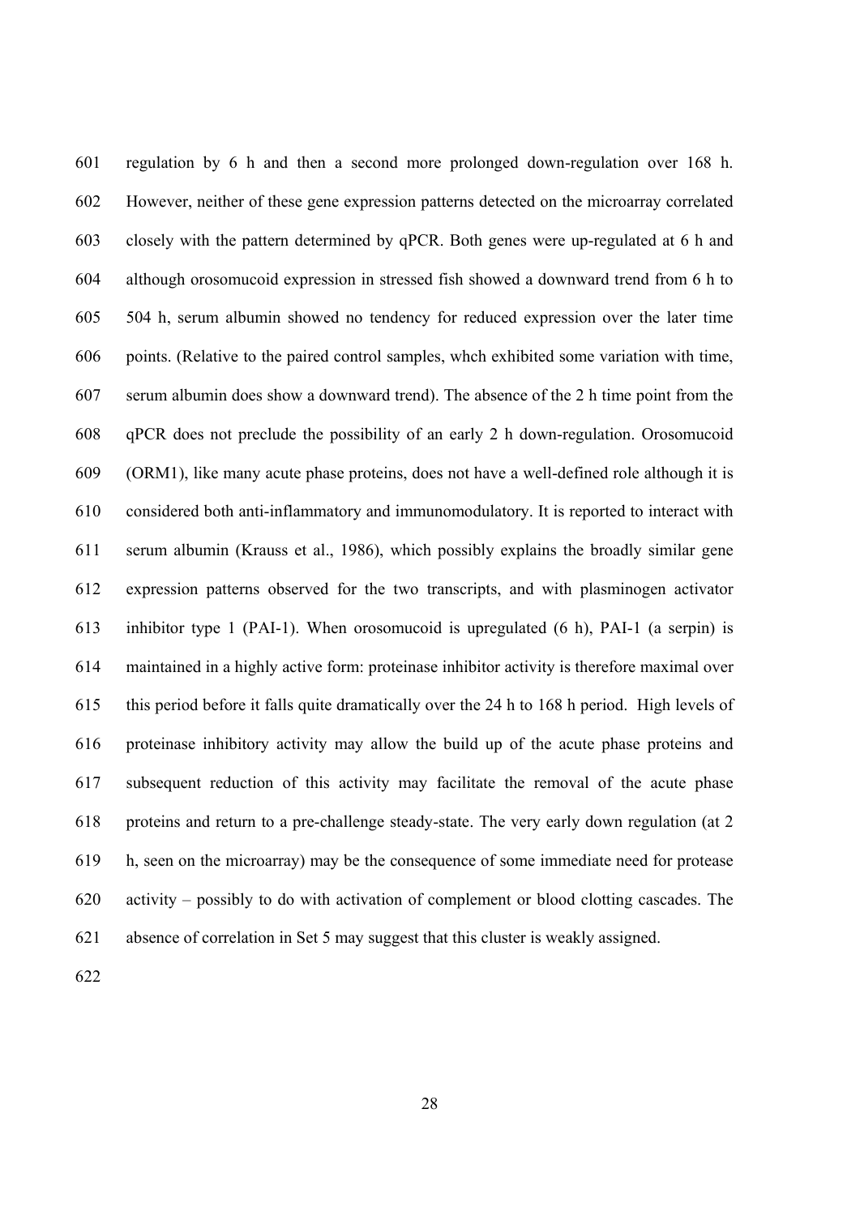regulation by 6 h and then a second more prolonged down-regulation over 168 h. However, neither of these gene expression patterns detected on the microarray correlated closely with the pattern determined by qPCR. Both genes were up-regulated at 6 h and although orosomucoid expression in stressed fish showed a downward trend from 6 h to 504 h, serum albumin showed no tendency for reduced expression over the later time points. (Relative to the paired control samples, whch exhibited some variation with time, serum albumin does show a downward trend). The absence of the 2 h time point from the qPCR does not preclude the possibility of an early 2 h down-regulation. Orosomucoid (ORM1), like many acute phase proteins, does not have a well-defined role although it is considered both anti-inflammatory and immunomodulatory. It is reported to interact with serum albumin (Krauss et al., 1986), which possibly explains the broadly similar gene expression patterns observed for the two transcripts, and with plasminogen activator inhibitor type 1 (PAI-1). When orosomucoid is upregulated (6 h), PAI-1 (a serpin) is maintained in a highly active form: proteinase inhibitor activity is therefore maximal over this period before it falls quite dramatically over the 24 h to 168 h period. High levels of proteinase inhibitory activity may allow the build up of the acute phase proteins and subsequent reduction of this activity may facilitate the removal of the acute phase proteins and return to a pre-challenge steady-state. The very early down regulation (at 2 h, seen on the microarray) may be the consequence of some immediate need for protease activity – possibly to do with activation of complement or blood clotting cascades. The absence of correlation in Set 5 may suggest that this cluster is weakly assigned.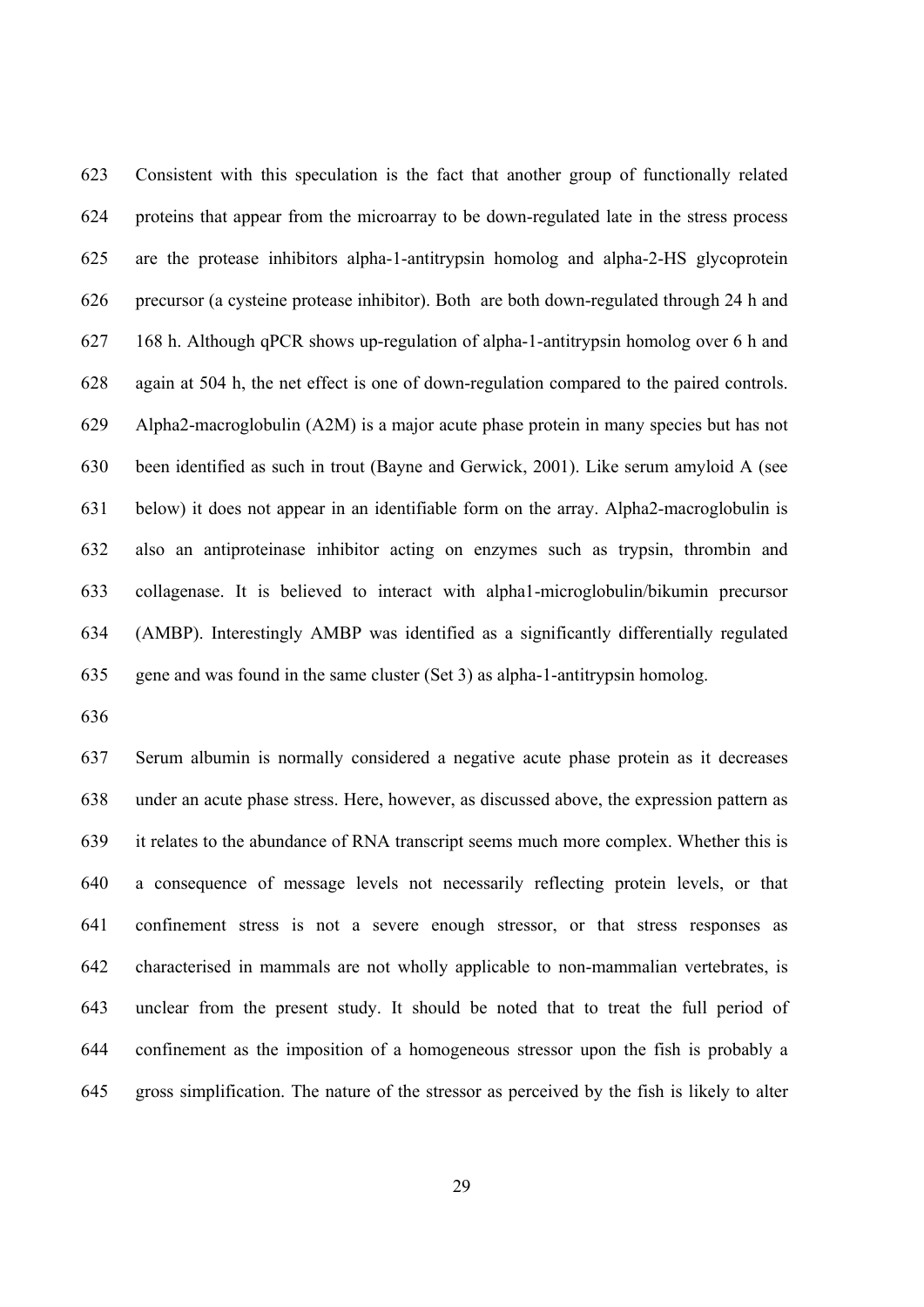Consistent with this speculation is the fact that another group of functionally related proteins that appear from the microarray to be down-regulated late in the stress process are the protease inhibitors alpha-1-antitrypsin homolog and alpha-2-HS glycoprotein precursor (a cysteine protease inhibitor). Both are both down-regulated through 24 h and 168 h. Although qPCR shows up-regulation of alpha-1-antitrypsin homolog over 6 h and again at 504 h, the net effect is one of down-regulation compared to the paired controls. Alpha2-macroglobulin (A2M) is a major acute phase protein in many species but has not been identified as such in trout (Bayne and Gerwick, 2001). Like serum amyloid A (see below) it does not appear in an identifiable form on the array. Alpha2-macroglobulin is also an antiproteinase inhibitor acting on enzymes such as trypsin, thrombin and collagenase. It is believed to interact with alpha1-microglobulin/bikumin precursor (AMBP). Interestingly AMBP was identified as a significantly differentially regulated gene and was found in the same cluster (Set 3) as alpha-1-antitrypsin homolog.

Serum albumin is normally considered a negative acute phase protein as it decreases under an acute phase stress. Here, however, as discussed above, the expression pattern as it relates to the abundance of RNA transcript seems much more complex. Whether this is a consequence of message levels not necessarily reflecting protein levels, or that confinement stress is not a severe enough stressor, or that stress responses as characterised in mammals are not wholly applicable to non-mammalian vertebrates, is unclear from the present study. It should be noted that to treat the full period of confinement as the imposition of a homogeneous stressor upon the fish is probably a gross simplification. The nature of the stressor as perceived by the fish is likely to alter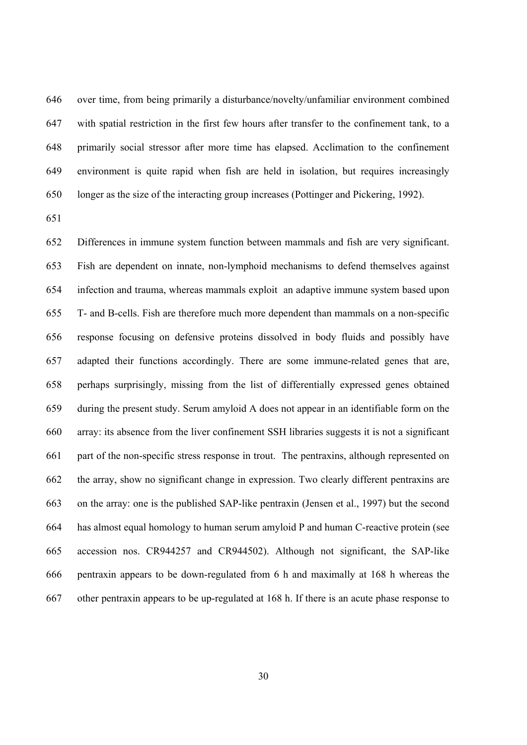over time, from being primarily a disturbance/novelty/unfamiliar environment combined with spatial restriction in the first few hours after transfer to the confinement tank, to a primarily social stressor after more time has elapsed. Acclimation to the confinement environment is quite rapid when fish are held in isolation, but requires increasingly longer as the size of the interacting group increases (Pottinger and Pickering, 1992).

Differences in immune system function between mammals and fish are very significant. Fish are dependent on innate, non-lymphoid mechanisms to defend themselves against infection and trauma, whereas mammals exploit an adaptive immune system based upon T- and B-cells. Fish are therefore much more dependent than mammals on a non-specific response focusing on defensive proteins dissolved in body fluids and possibly have adapted their functions accordingly. There are some immune-related genes that are, perhaps surprisingly, missing from the list of differentially expressed genes obtained during the present study. Serum amyloid A does not appear in an identifiable form on the array: its absence from the liver confinement SSH libraries suggests it is not a significant part of the non-specific stress response in trout. The pentraxins, although represented on the array, show no significant change in expression. Two clearly different pentraxins are on the array: one is the published SAP-like pentraxin (Jensen et al., 1997) but the second has almost equal homology to human serum amyloid P and human C-reactive protein (see accession nos. CR944257 and CR944502). Although not significant, the SAP-like pentraxin appears to be down-regulated from 6 h and maximally at 168 h whereas the other pentraxin appears to be up-regulated at 168 h. If there is an acute phase response to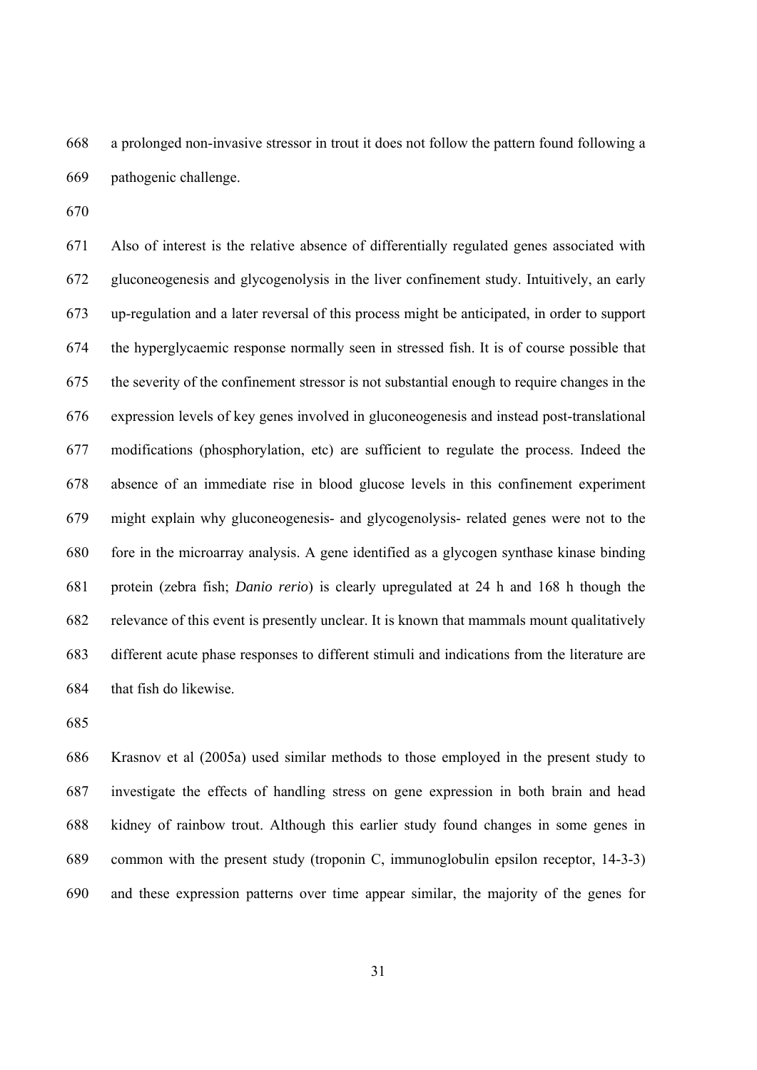a prolonged non-invasive stressor in trout it does not follow the pattern found following a pathogenic challenge.

Also of interest is the relative absence of differentially regulated genes associated with gluconeogenesis and glycogenolysis in the liver confinement study. Intuitively, an early up-regulation and a later reversal of this process might be anticipated, in order to support the hyperglycaemic response normally seen in stressed fish. It is of course possible that the severity of the confinement stressor is not substantial enough to require changes in the expression levels of key genes involved in gluconeogenesis and instead post-translational modifications (phosphorylation, etc) are sufficient to regulate the process. Indeed the absence of an immediate rise in blood glucose levels in this confinement experiment might explain why gluconeogenesis- and glycogenolysis- related genes were not to the fore in the microarray analysis. A gene identified as a glycogen synthase kinase binding protein (zebra fish; *Danio rerio*) is clearly upregulated at 24 h and 168 h though the relevance of this event is presently unclear. It is known that mammals mount qualitatively different acute phase responses to different stimuli and indications from the literature are that fish do likewise.

Krasnov et al (2005a) used similar methods to those employed in the present study to investigate the effects of handling stress on gene expression in both brain and head kidney of rainbow trout. Although this earlier study found changes in some genes in common with the present study (troponin C, immunoglobulin epsilon receptor, 14-3-3) and these expression patterns over time appear similar, the majority of the genes for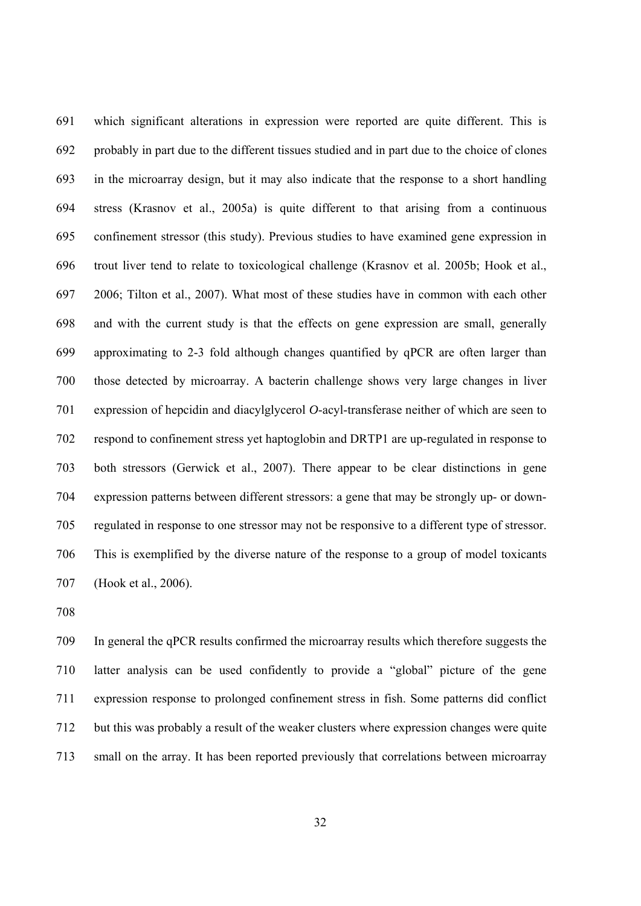which significant alterations in expression were reported are quite different. This is probably in part due to the different tissues studied and in part due to the choice of clones in the microarray design, but it may also indicate that the response to a short handling stress (Krasnov et al., 2005a) is quite different to that arising from a continuous confinement stressor (this study). Previous studies to have examined gene expression in trout liver tend to relate to toxicological challenge (Krasnov et al. 2005b; Hook et al., 2006; Tilton et al., 2007). What most of these studies have in common with each other and with the current study is that the effects on gene expression are small, generally approximating to 2-3 fold although changes quantified by qPCR are often larger than those detected by microarray. A bacterin challenge shows very large changes in liver expression of hepcidin and diacylglycerol *O*-acyl-transferase neither of which are seen to respond to confinement stress yet haptoglobin and DRTP1 are up-regulated in response to both stressors (Gerwick et al., 2007). There appear to be clear distinctions in gene expression patterns between different stressors: a gene that may be strongly up- or down-regulated in response to one stressor may not be responsive to a different type of stressor. This is exemplified by the diverse nature of the response to a group of model toxicants (Hook et al., 2006).

In general the qPCR results confirmed the microarray results which therefore suggests the latter analysis can be used confidently to provide a "global" picture of the gene expression response to prolonged confinement stress in fish. Some patterns did conflict but this was probably a result of the weaker clusters where expression changes were quite small on the array. It has been reported previously that correlations between microarray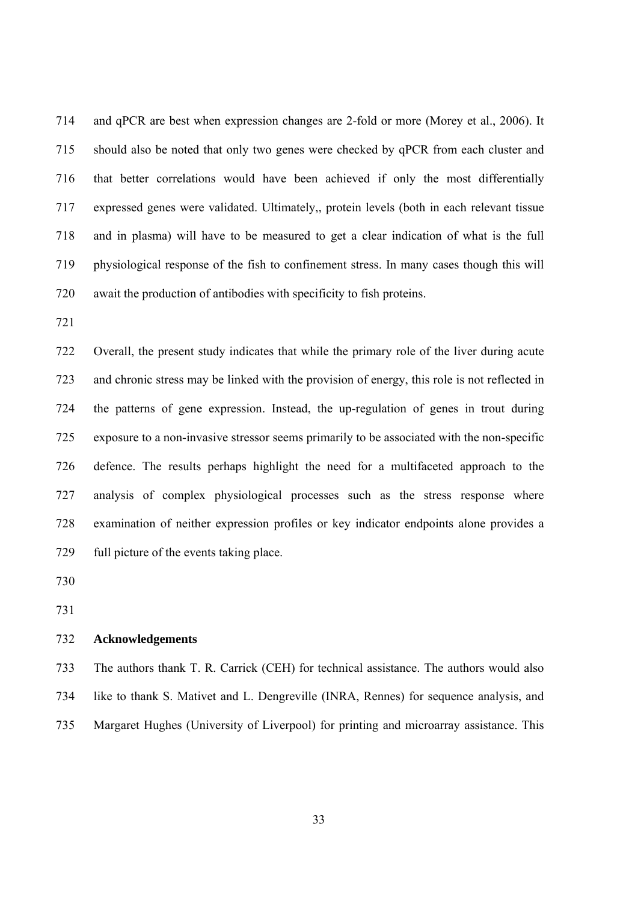and qPCR are best when expression changes are 2-fold or more (Morey et al., 2006). It should also be noted that only two genes were checked by qPCR from each cluster and that better correlations would have been achieved if only the most differentially expressed genes were validated. Ultimately,, protein levels (both in each relevant tissue and in plasma) will have to be measured to get a clear indication of what is the full physiological response of the fish to confinement stress. In many cases though this will await the production of antibodies with specificity to fish proteins.

Overall, the present study indicates that while the primary role of the liver during acute and chronic stress may be linked with the provision of energy, this role is not reflected in the patterns of gene expression. Instead, the up-regulation of genes in trout during exposure to a non-invasive stressor seems primarily to be associated with the non-specific defence. The results perhaps highlight the need for a multifaceted approach to the analysis of complex physiological processes such as the stress response where examination of neither expression profiles or key indicator endpoints alone provides a full picture of the events taking place.

## Acknowledgements

The authors thank T. R. Carrick (CEH) for technical assistance. The authors would also like to thank S. Mativet and L. Dengreville (INRA, Rennes) for sequence analysis, and Margaret Hughes (University of Liverpool) for printing and microarray assistance. This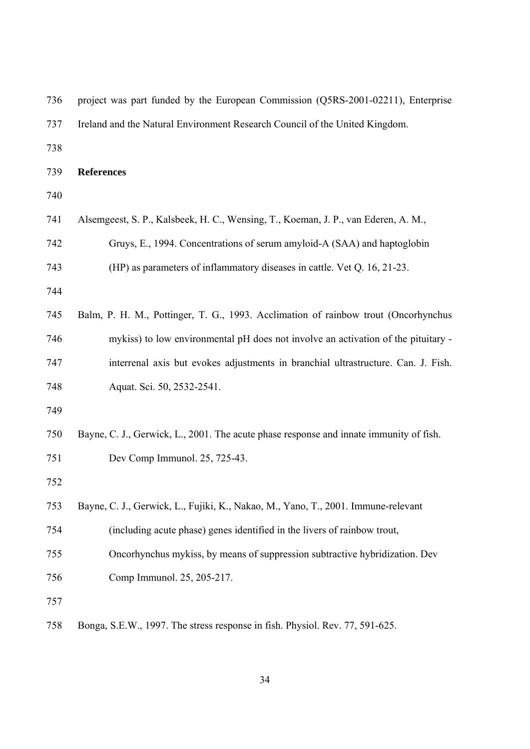project was part funded by the European Commission (Q5RS-2001-02211), Enterprise Ireland and the Natural Environment Research Council of the United Kingdom.

## References

Alsemgeest, S. P., Kalsbeek, H. C., Wensing, T., Koeman, J. P., van Ederen, A. M., Gruys, E., 1994. Concentrations of serum amyloid-A (SAA) and haptoglobin (HP) as parameters of inflammatory diseases in cattle. Vet Q. 16, 21-23.

Balm, P. H. M., Pottinger, T. G., 1993. Acclimation of rainbow trout (Oncorhynchus mykiss) to low environmental pH does not involve an activation of the pituitary - interrenal axis but evokes adjustments in branchial ultrastructure. Can. J. Fish. Aquat. Sci. 50, 2532-2541.

Bayne, C. J., Gerwick, L., 2001. The acute phase response and innate immunity of fish. Dev Comp Immunol. 25, 725-43.

Bayne, C. J., Gerwick, L., Fujiki, K., Nakao, M., Yano, T., 2001. Immune-relevant (including acute phase) genes identified in the livers of rainbow trout, Oncorhynchus mykiss, by means of suppression subtractive hybridization. Dev Comp Immunol. 25, 205-217.

Bonga, S.E.W., 1997. The stress response in fish. Physiol. Rev. 77, 591-625.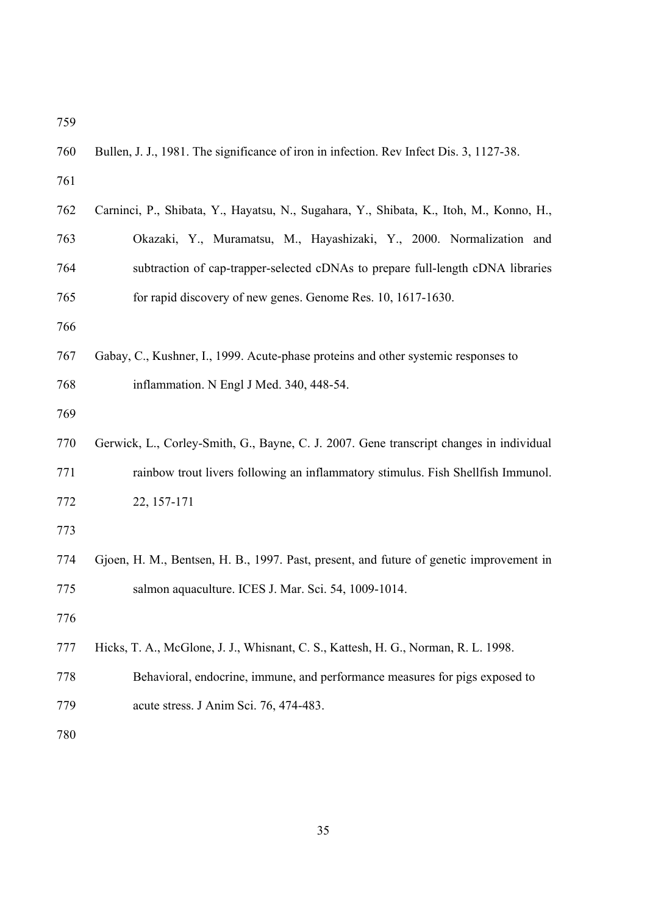Bullen, J. J., 1981. The significance of iron in infection. Rev Infect Dis. 3, 1127-38.

Carninci, P., Shibata, Y., Hayatsu, N., Sugahara, Y., Shibata, K., Itoh, M., Konno, H., Okazaki, Y., Muramatsu, M., Hayashizaki, Y., 2000. Normalization and subtraction of cap-trapper-selected cDNAs to prepare full-length cDNA libraries for rapid discovery of new genes. Genome Res. 10, 1617-1630.

Gabay, C., Kushner, I., 1999. Acute-phase proteins and other systemic responses to inflammation. N Engl J Med. 340, 448-54.

Gerwick, L., Corley-Smith, G., Bayne, C. J. 2007. Gene transcript changes in individual rainbow trout livers following an inflammatory stimulus. Fish Shellfish Immunol. 22, 157-171

Gjoen, H. M., Bentsen, H. B., 1997. Past, present, and future of genetic improvement in salmon aquaculture. ICES J. Mar. Sci. 54, 1009-1014.

Hicks, T. A., McGlone, J. J., Whisnant, C. S., Kattesh, H. G., Norman, R. L. 1998. Behavioral, endocrine, immune, and performance measures for pigs exposed to acute stress. J Anim Sci. 76, 474-483.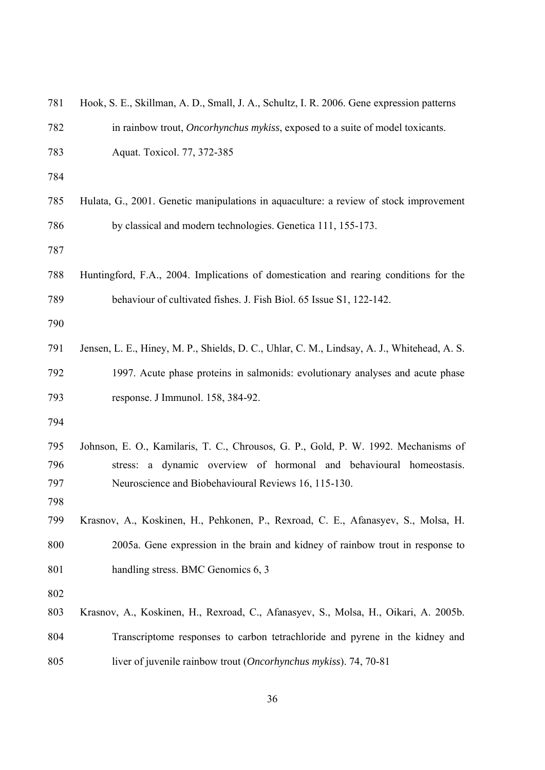Hook, S. E., Skillman, A. D., Small, J. A., Schultz, I. R. 2006. Gene expression patterns in rainbow trout, *Oncorhynchus mykiss*, exposed to a suite of model toxicants. Aquat. Toxicol. 77, 372-385

Hulata, G., 2001. Genetic manipulations in aquaculture: a review of stock improvement by classical and modern technologies. Genetica 111, 155-173.

Huntingford, F.A., 2004. Implications of domestication and rearing conditions for the behaviour of cultivated fishes. J. Fish Biol. 65 Issue S1, 122-142.

Jensen, L. E., Hiney, M. P., Shields, D. C., Uhlar, C. M., Lindsay, A. J., Whitehead, A. S. 1997. Acute phase proteins in salmonids: evolutionary analyses and acute phase response. J Immunol. 158, 384-92.

Johnson, E. O., Kamilaris, T. C., Chrousos, G. P., Gold, P. W. 1992. Mechanisms of stress: a dynamic overview of hormonal and behavioural homeostasis. Neuroscience and Biobehavioural Reviews 16, 115-130.

Krasnov, A., Koskinen, H., Pehkonen, P., Rexroad, C. E., Afanasyev, S., Molsa, H. 2005a. Gene expression in the brain and kidney of rainbow trout in response to handling stress. BMC Genomics 6, 3

Krasnov, A., Koskinen, H., Rexroad, C., Afanasyev, S., Molsa, H., Oikari, A. 2005b. Transcriptome responses to carbon tetrachloride and pyrene in the kidney and liver of juvenile rainbow trout (*Oncorhynchus mykiss*). 74, 70-81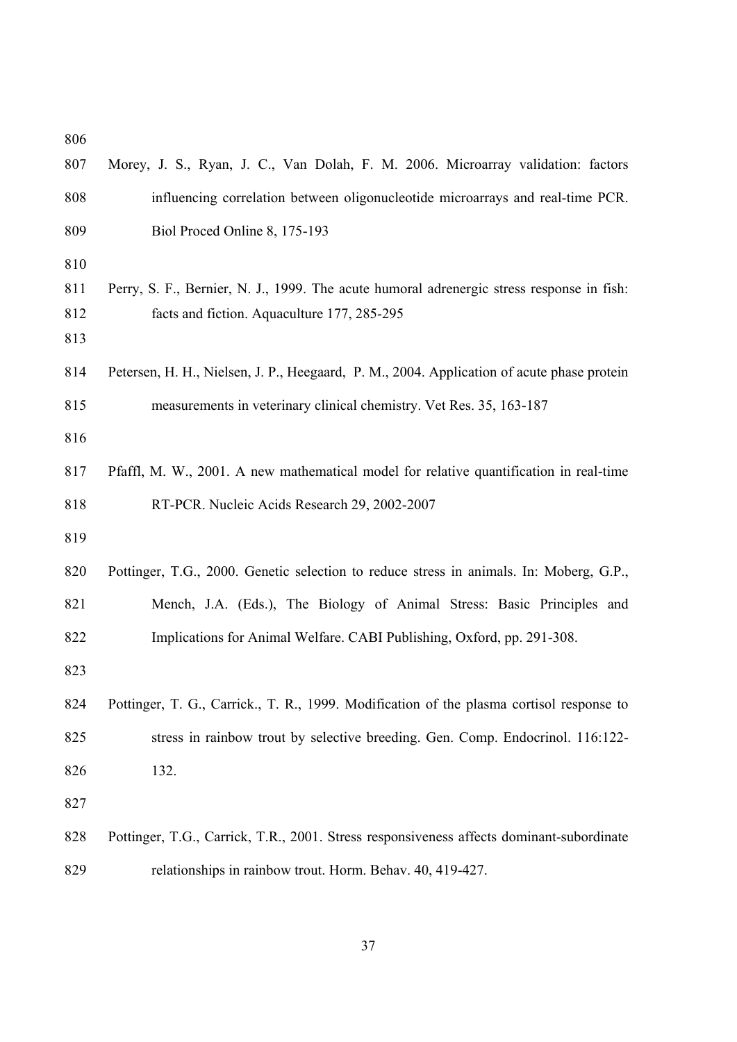Morey, J. S., Ryan, J. C., Van Dolah, F. M. 2006. Microarray validation: factors influencing correlation between oligonucleotide microarrays and real-time PCR. Biol Proced Online 8, 175-193

Perry, S. F., Bernier, N. J., 1999. The acute humoral adrenergic stress response in fish: facts and fiction. Aquaculture 177, 285-295

Petersen, H. H., Nielsen, J. P., Heegaard, P. M., 2004. Application of acute phase protein measurements in veterinary clinical chemistry. Vet Res. 35, 163-187

Pfaffl, M. W., 2001. A new mathematical model for relative quantification in real-time RT-PCR. Nucleic Acids Research 29, 2002-2007

Pottinger, T.G., 2000. Genetic selection to reduce stress in animals. In: Moberg, G.P., Mench, J.A. (Eds.), The Biology of Animal Stress: Basic Principles and Implications for Animal Welfare. CABI Publishing, Oxford, pp. 291-308.

Pottinger, T. G., Carrick., T. R., 1999. Modification of the plasma cortisol response to stress in rainbow trout by selective breeding. Gen. Comp. Endocrinol. 116:122-132.

Pottinger, T.G., Carrick, T.R., 2001. Stress responsiveness affects dominant-subordinate relationships in rainbow trout. Horm. Behav. 40, 419-427.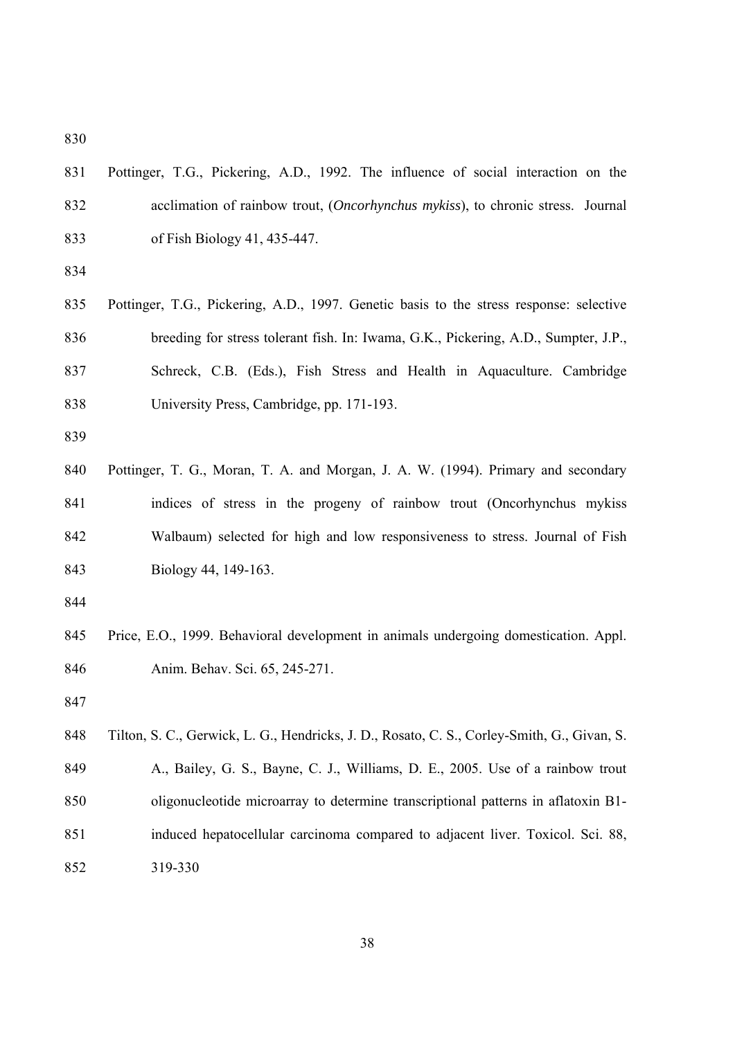Pottinger, T.G., Pickering, A.D., 1992. The influence of social interaction on the acclimation of rainbow trout, (*Oncorhynchus mykiss*), to chronic stress. Journal of Fish Biology 41, 435-447.

Pottinger, T.G., Pickering, A.D., 1997. Genetic basis to the stress response: selective breeding for stress tolerant fish. In: Iwama, G.K., Pickering, A.D., Sumpter, J.P., Schreck, C.B. (Eds.), Fish Stress and Health in Aquaculture. Cambridge University Press, Cambridge, pp. 171-193.

Pottinger, T. G., Moran, T. A. and Morgan, J. A. W. (1994). Primary and secondary indices of stress in the progeny of rainbow trout (Oncorhynchus mykiss Walbaum) selected for high and low responsiveness to stress. Journal of Fish Biology 44, 149-163.

Price, E.O., 1999. Behavioral development in animals undergoing domestication. Appl. Anim. Behav. Sci. 65, 245-271.

Tilton, S. C., Gerwick, L. G., Hendricks, J. D., Rosato, C. S., Corley-Smith, G., Givan, S. A., Bailey, G. S., Bayne, C. J., Williams, D. E., 2005. Use of a rainbow trout oligonucleotide microarray to determine transcriptional patterns in aflatoxin B1-induced hepatocellular carcinoma compared to adjacent liver. Toxicol. Sci. 88, 319-330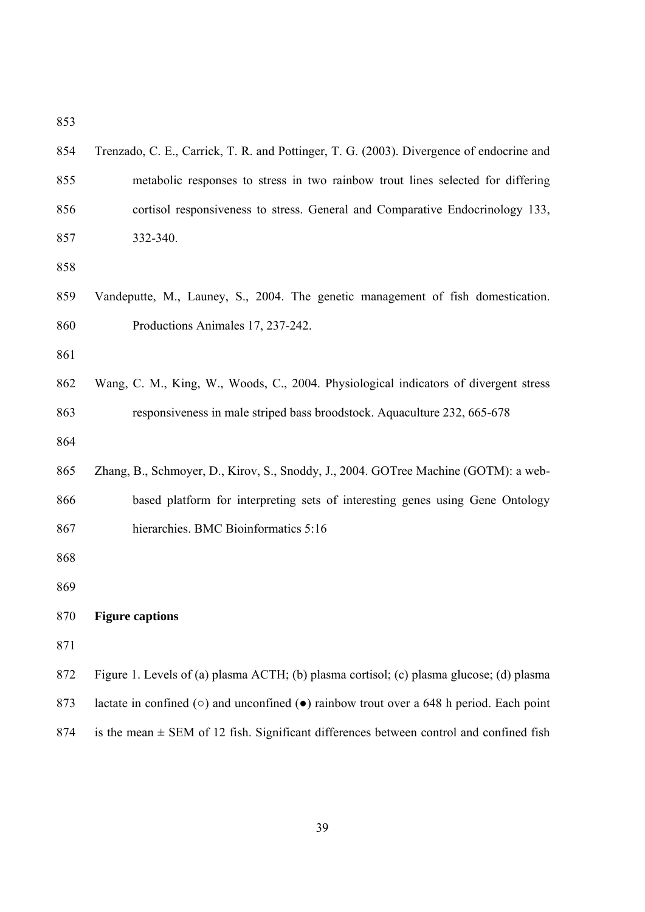Trenzado, C. E., Carrick, T. R. and Pottinger, T. G. (2003). Divergence of endocrine and metabolic responses to stress in two rainbow trout lines selected for differing cortisol responsiveness to stress. General and Comparative Endocrinology 133, 332-340.

Vandeputte, M., Launey, S., 2004. The genetic management of fish domestication. Productions Animales 17, 237-242.

Wang, C. M., King, W., Woods, C., 2004. Physiological indicators of divergent stress responsiveness in male striped bass broodstock. Aquaculture 232, 665-678

Zhang, B., Schmoyer, D., Kirov, S., Snoddy, J., 2004. GOTree Machine (GOTM): a web-based platform for interpreting sets of interesting genes using Gene Ontology hierarchies. BMC Bioinformatics 5:16

**Figure captions**

Figure 1. Levels of (a) plasma ACTH; (b) plasma cortisol; (c) plasma glucose; (d) plasma lactate in confined (○) and unconfined (●) rainbow trout over a 648 h period. Each point is the mean ± SEM of 12 fish. Significant differences between control and confined fish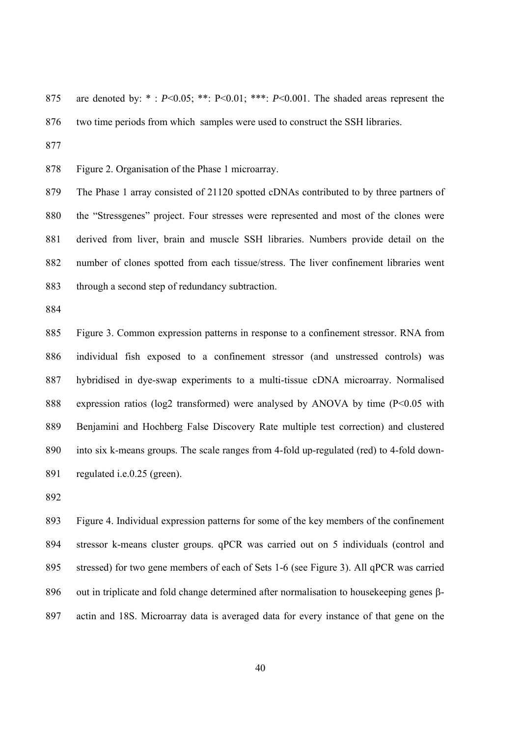are denoted by: * : $P<0.05$; **: $P<0.01$; ***: $P<0.001$. The shaded areas represent the two time periods from which samples were used to construct the SSH libraries.

Figure 2. Organisation of the Phase 1 microarray.

The Phase 1 array consisted of 21120 spotted cDNAs contributed to by three partners of the "Stressgenes" project. Four stresses were represented and most of the clones were derived from liver, brain and muscle SSH libraries. Numbers provide detail on the number of clones spotted from each tissue/stress. The liver confinement libraries went through a second step of redundancy subtraction.

Figure 3. Common expression patterns in response to a confinement stressor. RNA from individual fish exposed to a confinement stressor (and unstressed controls) was hybridised in dye-swap experiments to a multi-tissue cDNA microarray. Normalised expression ratios (log2 transformed) were analysed by ANOVA by time ($P<0.05$ with Benjamini and Hochberg False Discovery Rate multiple test correction) and clustered into six k-means groups. The scale ranges from 4-fold up-regulated (red) to 4-fold down-regulated i.e.0.25 (green).

Figure 4. Individual expression patterns for some of the key members of the confinement stressor k-means cluster groups. qPCR was carried out on 5 individuals (control and stressed) for two gene members of each of Sets 1-6 (see Figure 3). All qPCR was carried out in triplicate and fold change determined after normalisation to housekeeping genes β-actin and 18S. Microarray data is averaged data for every instance of that gene on the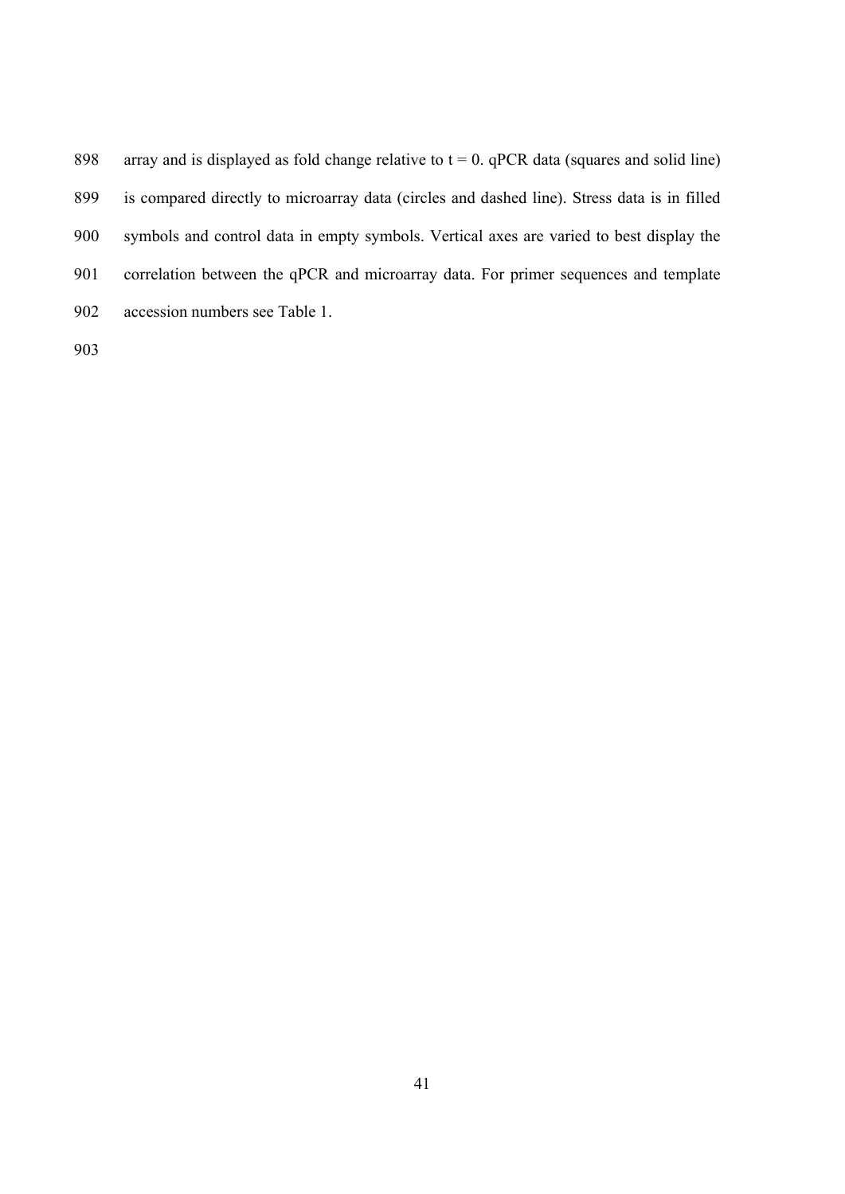array and is displayed as fold change relative to t = 0. qPCR data (squares and solid line) is compared directly to microarray data (circles and dashed line). Stress data is in filled symbols and control data in empty symbols. Vertical axes are varied to best display the correlation between the qPCR and microarray data. For primer sequences and template accession numbers see Table 1.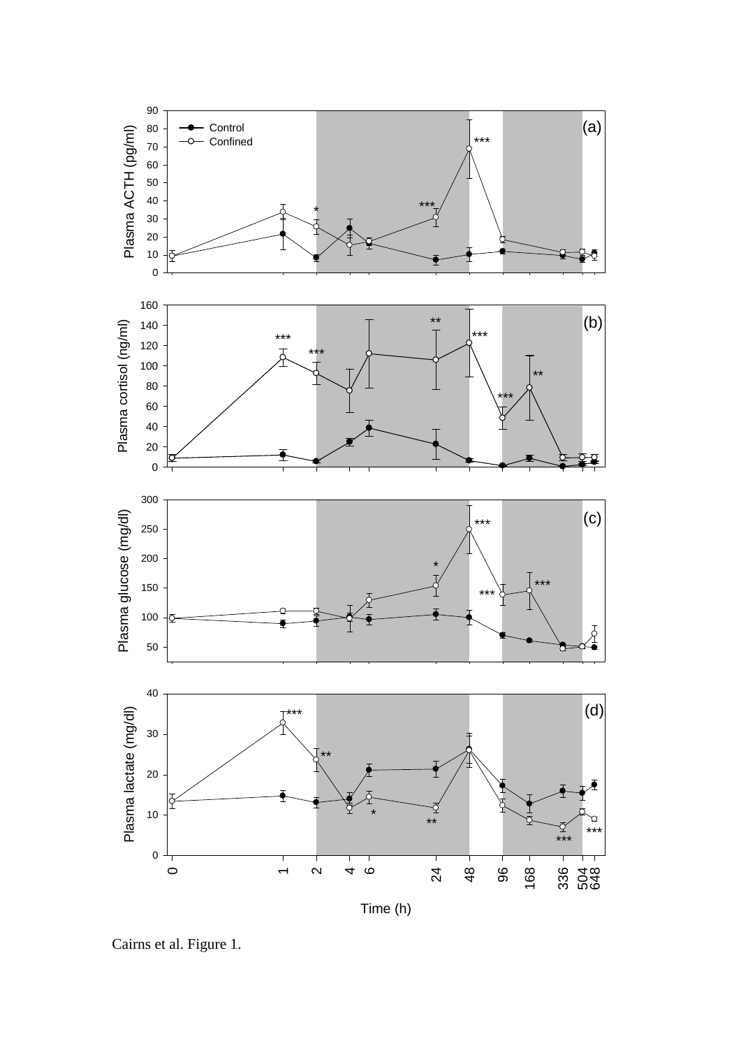Cairns et al. Figure 1.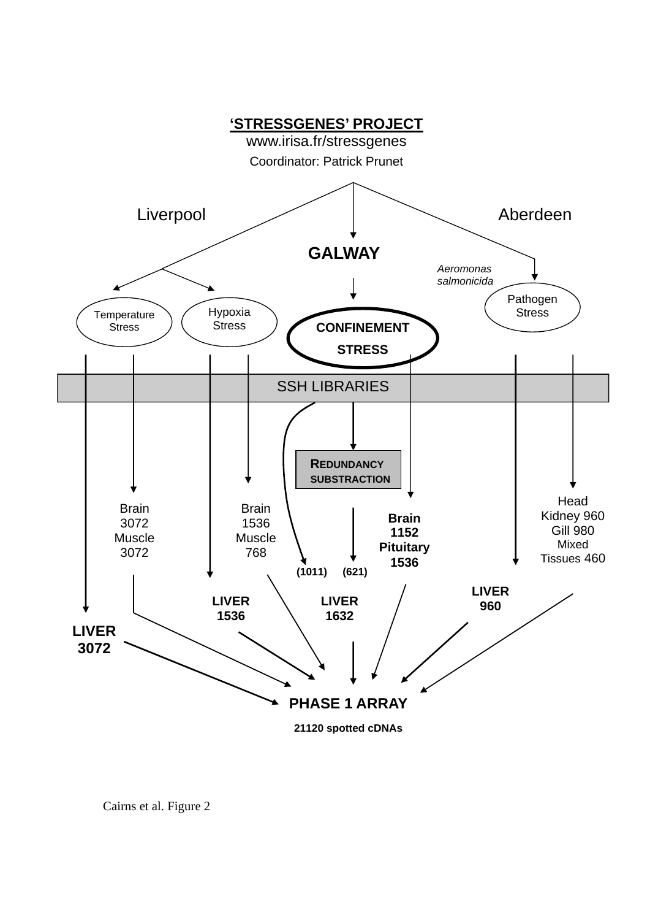**‘STRESSGENES’ PROJECT**

www.irisa.fr/stressgenes

Coordinator: Patrick Prunet

Liverpool

**GALWAY**

Aberdeen

*Aeromonas salmonicida*

Temperature Stress

Hypoxia Stress

**CONFINEMENT STRESS**

Pathogen Stress

SSH LIBRARIES

**REDUNDANCY SUBSTRACTION**

Brain 3072 Muscle 3072

Brain 1536 Muscle 768

(1011) (621)

**Brain 1152 Pituitary 1536**

Head Kidney 960 Gill 980 Mixed Tissues 460

**LIVER 3072**

**LIVER 1536**

**LIVER 1632**

**LIVER 960**

**PHASE 1 ARRAY**

**21120 spotted cDNAs**

Cairns et al. Figure 2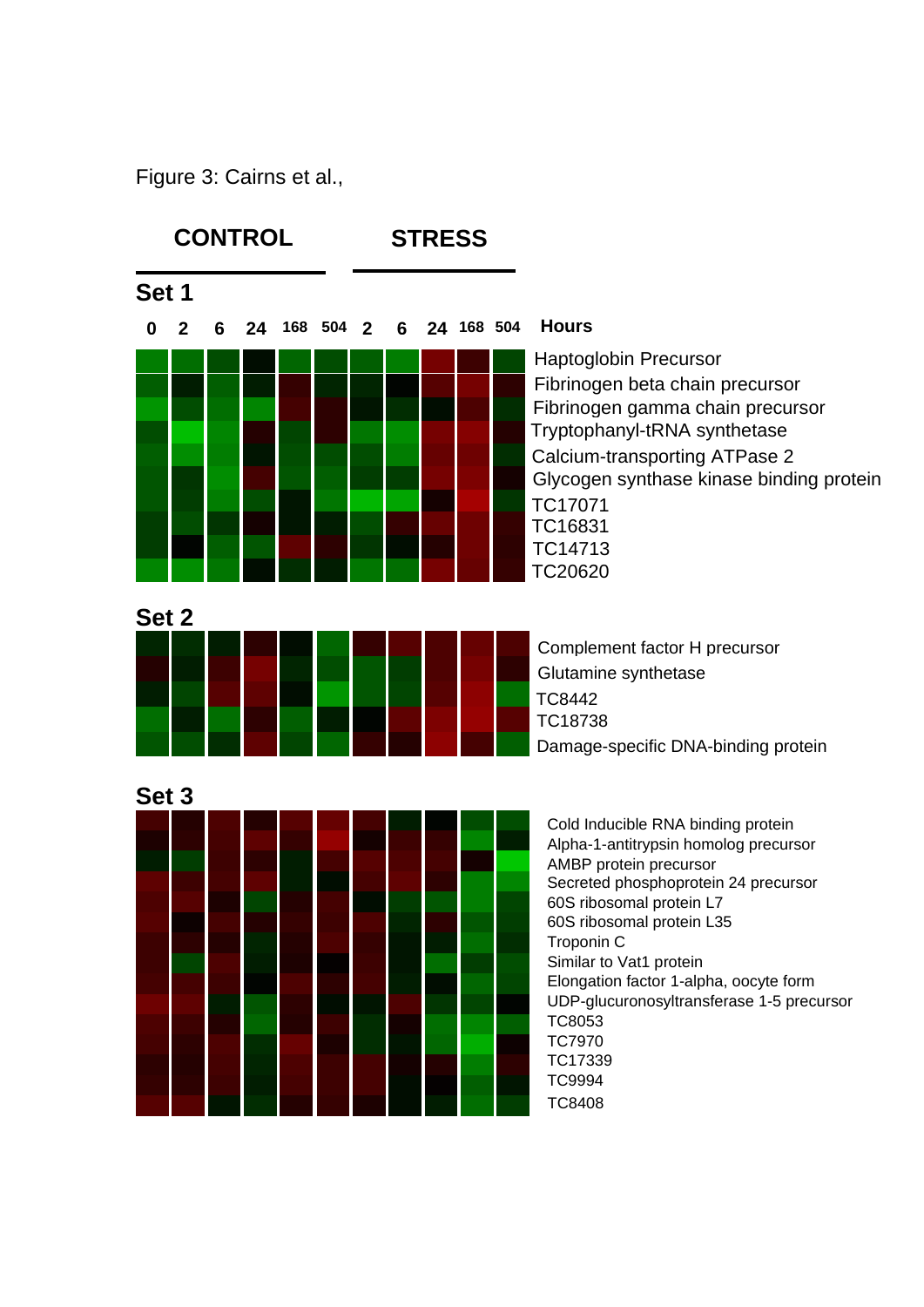Figure 3: Cairns et al.,

**CONTROL** **STRESS**

**Set 1**

**0 2 6 24 168 504 2 6 24 168 504 Hours**

Haptoglobin Precursor
Fibrinogen beta chain precursor
Fibrinogen gamma chain precursor
Tryptophanyl-tRNA synthetase
Calcium-transporting ATPase 2
Glycogen synthase kinase binding protein
TC17071
TC16831
TC14713
TC20620

**Set 2**

Complement factor H precursor
Glutamine synthetase
TC8442
TC18738
Damage-specific DNA-binding protein

**Set 3**

Cold Inducible RNA binding protein
Alpha-1-antitrypsin homolog precursor
AMBP protein precursor
Secreted phosphoprotein 24 precursor
60S ribosomal protein L7
60S ribosomal protein L35
Troponin C
Similar to Vat1 protein
Elongation factor 1-alpha, oocyte form
UDP-glucuronosyltransferase 1-5 precursor
TC8053
TC7970
TC17339
TC9994
TC8408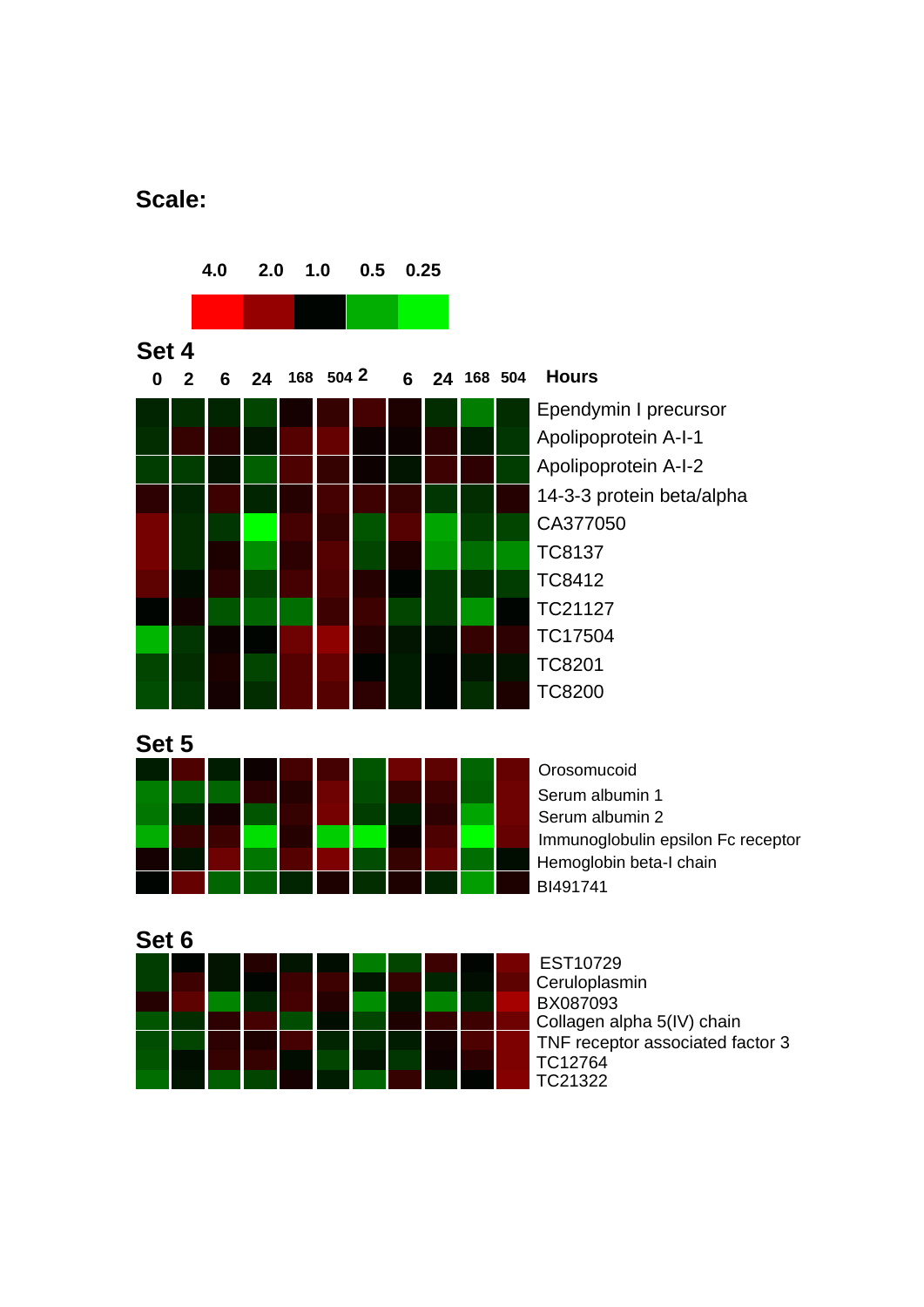**Scale:**

| 4.0 | 2.0 | 1.0 | 0.5 | 0.25 |
|---|---|---|---|---|

**Set 4**

| 0 | 2 | 6 | 24 | 168 | 504 | 2 | 6 | 24 | 168 | 504 | Hours |
|---|---|---|---|---|---|---|---|---|---|---|---|

Ependymin I precursor
Apolipoprotein A-I-1
Apolipoprotein A-I-2
14-3-3 protein beta/alpha
CA377050
TC8137
TC8412
TC21127
TC17504
TC8201
TC8200

**Set 5**

Orosomucoid
Serum albumin 1
Serum albumin 2
Immunoglobulin epsilon Fc receptor
Hemoglobin beta-I chain
BI491741

**Set 6**

EST10729
Ceruloplasmin
BX087093
Collagen alpha 5(IV) chain
TNF receptor associated factor 3
TC12764
TC21322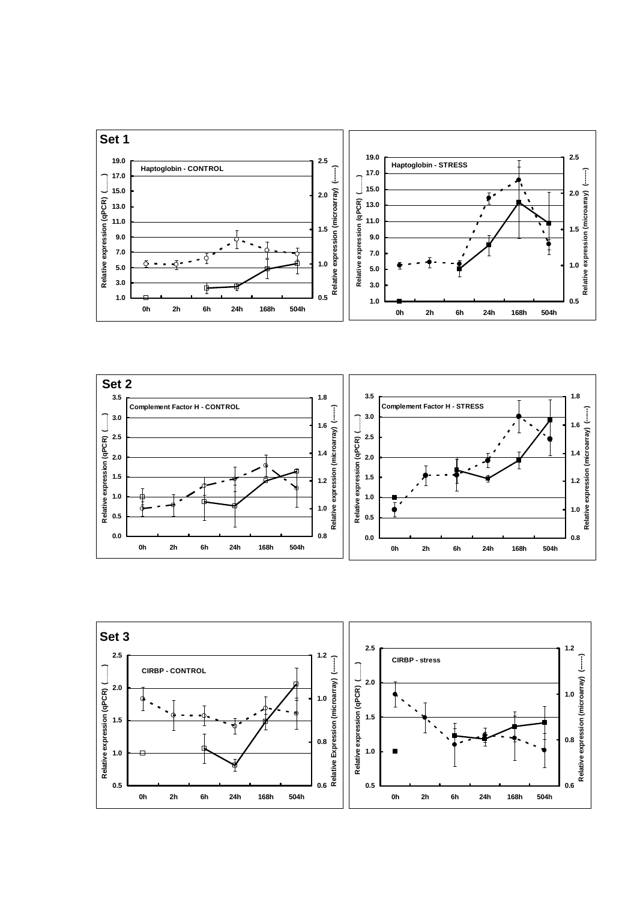## Set 1

**Haptoglobin - CONTROL**

Relative expression (qPCR) (——) / Relative expression (microarray) (------)

**Haptoglobin - STRESS**

Relative expression (qPCR) (——) / Relative expression (microarray) (------)

0h 2h 6h 24h 168h 504h

## Set 2

**Complement Factor H - CONTROL**

Relative expression (qPCR) (——) / Relative expression (microarray) (------)

**Complement Factor H - STRESS**

Relative expression (qPCR) (——) / Relative expression (microarray) (------)

0h 2h 6h 24h 168h 504h

## Set 3

**CIRBP - CONTROL**

Relative expression (qPCR) (——) / Relative Expression (microarray) (------)

**CIRBP - stress**

Relative expression (qPCR) (——) / Relative expression (microarray) (------)

0h 2h 6h 24h 168h 504h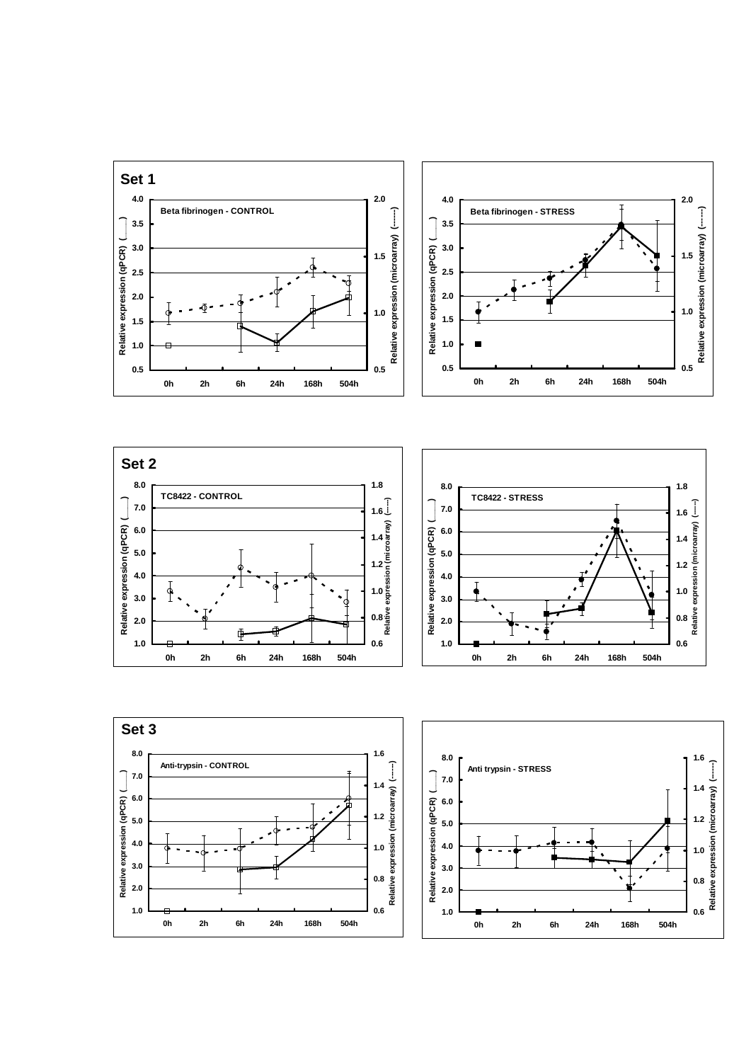## Set 1

Beta fibrinogen - CONTROL

Beta fibrinogen - STRESS

## Set 2

TC8422 - CONTROL

TC8422 - STRESS

## Set 3

Anti-trypsin - CONTROL

Anti trypsin - STRESS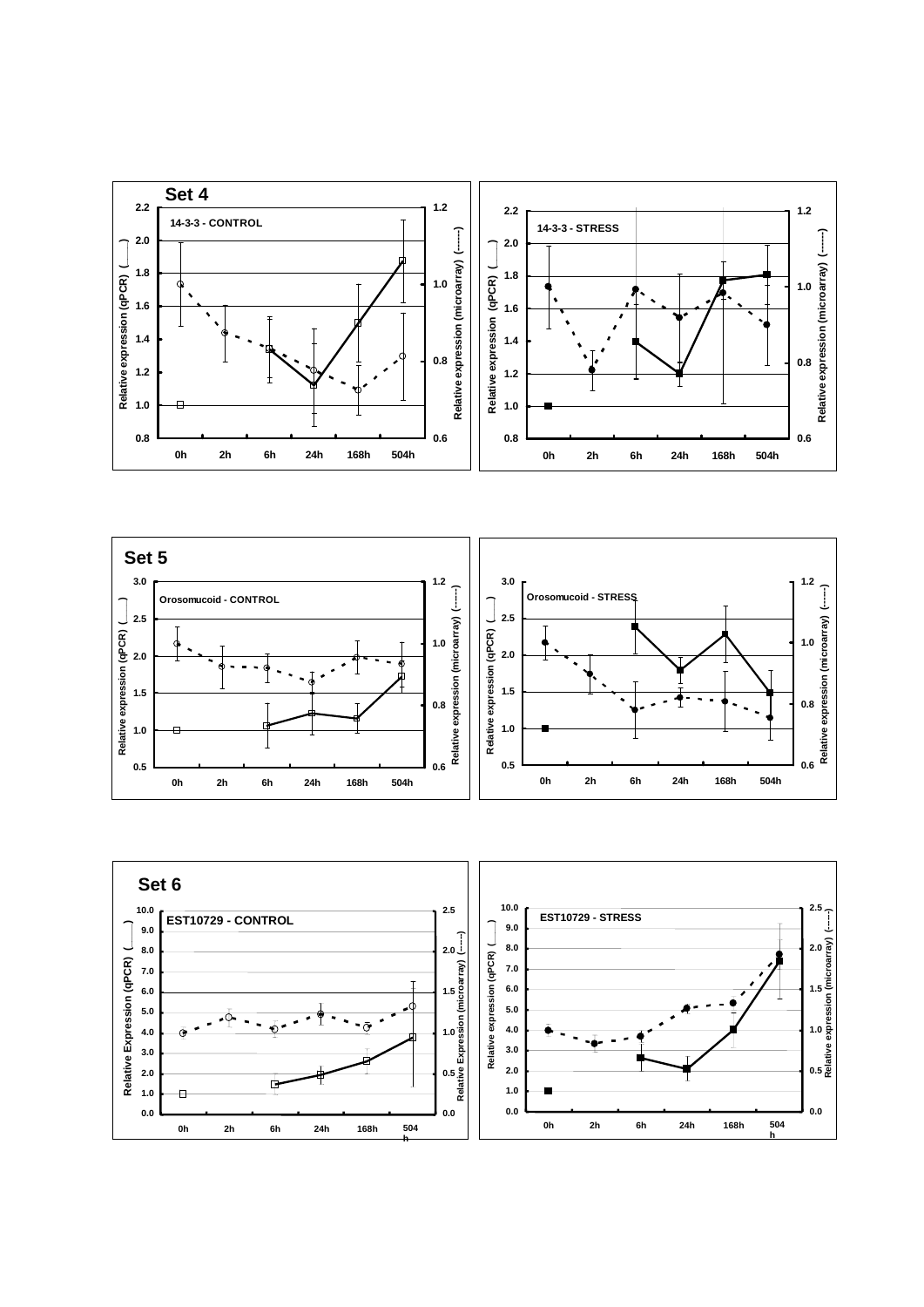## Set 4

**14-3-3 - CONTROL**

**14-3-3 - STRESS**

## Set 5

**Orosomucoid - CONTROL**

**Orosomucoid - STRESS**

## Set 6

**EST10729 - CONTROL**

**EST10729 - STRESS**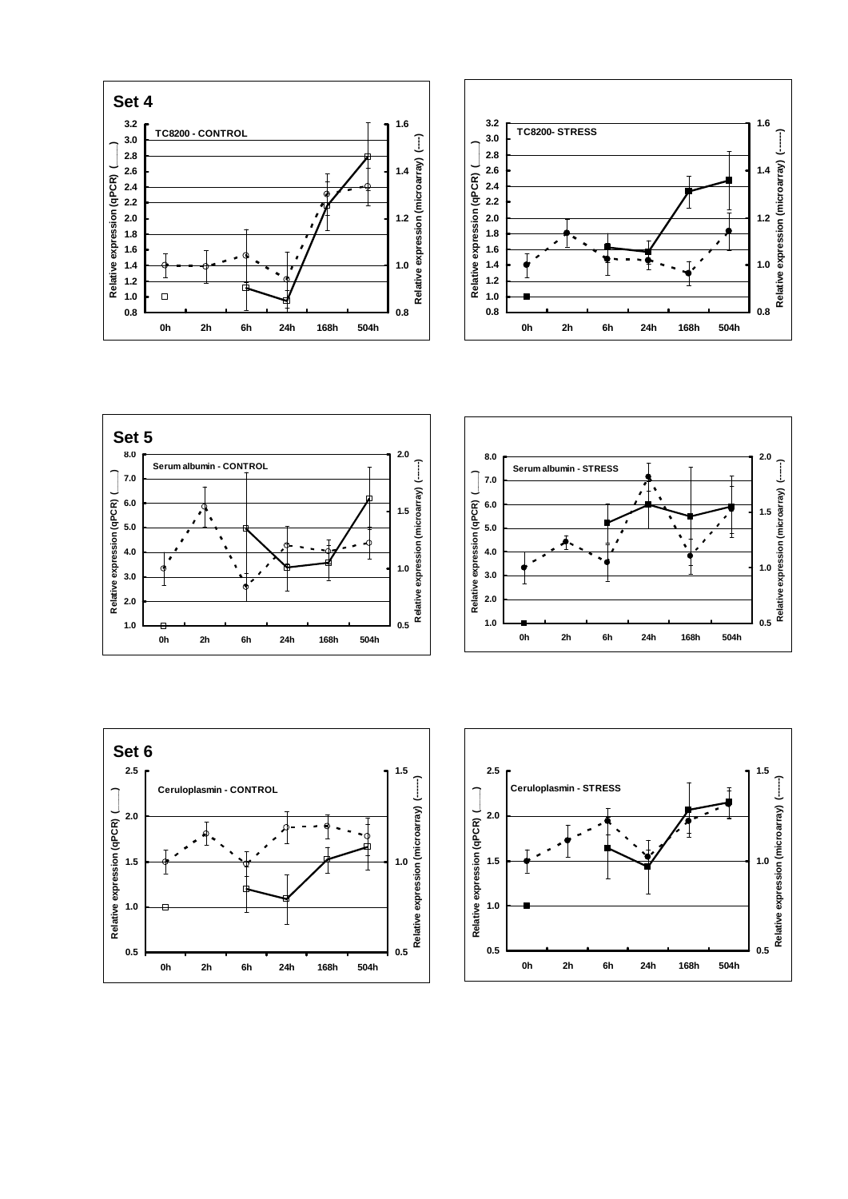**Set 4**

TC8200 - CONTROL

TC8200- STRESS

**Set 5**

Serum albumin - CONTROL

Serum albumin - STRESS

**Set 6**

Ceruloplasmin - CONTROL

Ceruloplasmin - STRESS

Relative expression (qPCR) (——)

Relative expression (microarray) (-----)

0h 2h 6h 24h 168h 504h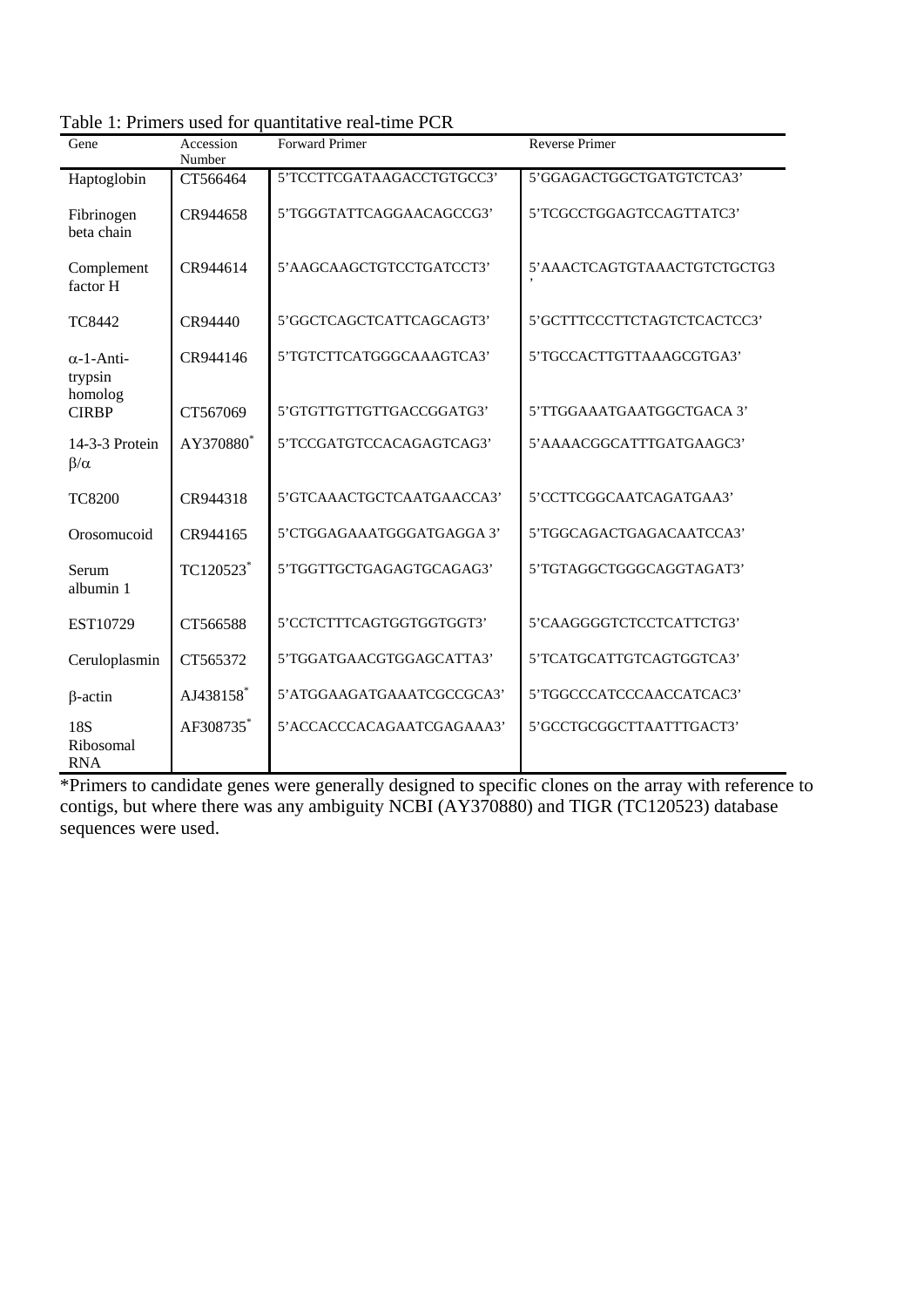Table 1: Primers used for quantitative real-time PCR

| Gene | Accession Number | Forward Primer | Reverse Primer |
|---|---|---|---|
| Haptoglobin | CT566464 | 5'TCCTTCGATAAGACCTGTGCC3' | 5'GGAGACTGGCTGATGTCTCA3' |
| Fibrinogen beta chain | CR944658 | 5'TGGGTATTCAGGAACAGCCG3' | 5'TCGCCTGGAGTCCAGTTATC3' |
| Complement factor H | CR944614 | 5'AAGCAAGCTGTCCTGATCCT3' | 5'AAACTCAGTGTAAACTGTCTGCTG3' |
| TC8442 | CR94440 | 5'GGCTCAGCTCATTCAGCAGT3' | 5'GCTTTCCCTTCTAGTCTCACTCC3' |
| α-1-Anti-trypsin homolog | CR944146 | 5'TGTCTTCATGGGCAAAGTCA3' | 5'TGCCACTTGTTAAAGCGTGA3' |
| CIRBP | CT567069 | 5'GTGTTGTTGTTGACCGGATG3' | 5'TTGGAAATGAATGGCTGACA 3' |
| 14-3-3 Protein β/α | AY370880* | 5'TCCGATGTCCACAGAGTCAG3' | 5'AAAACGGCATTTGATGAAGC3' |
| TC8200 | CR944318 | 5'GTCAAACTGCTCAATGAACCA3' | 5'CCTTCGGCAATCAGATGAA3' |
| Orosomucoid | CR944165 | 5'CTGGAGAAATGGGATGAGGA 3' | 5'TGGCAGACTGAGACAATCCA3' |
| Serum albumin 1 | TC120523* | 5'TGGTTGCTGAGAGTGCAGAG3' | 5'TGTAGGCTGGGCAGGTAGAT3' |
| EST10729 | CT566588 | 5'CCTCTTTCAGTGGTGGTGGT3' | 5'CAAGGGGTCTCCTCATTCTG3' |
| Ceruloplasmin | CT565372 | 5'TGGATGAACGTGGAGCATTA3' | 5'TCATGCATTGTCAGTGGTCA3' |
| β-actin | AJ438158* | 5'ATGGAAGATGAAATCGCCGCA3' | 5'TGGCCCATCCCAACCATCAC3' |
| 18S Ribosomal RNA | AF308735* | 5'ACCACCCACAGAATCGAGAAA3' | 5'GCCTGCGGCTTAATTTGACT3' |

*Primers to candidate genes were generally designed to specific clones on the array with reference to contigs, but where there was any ambiguity NCBI (AY370880) and TIGR (TC120523) database sequences were used.